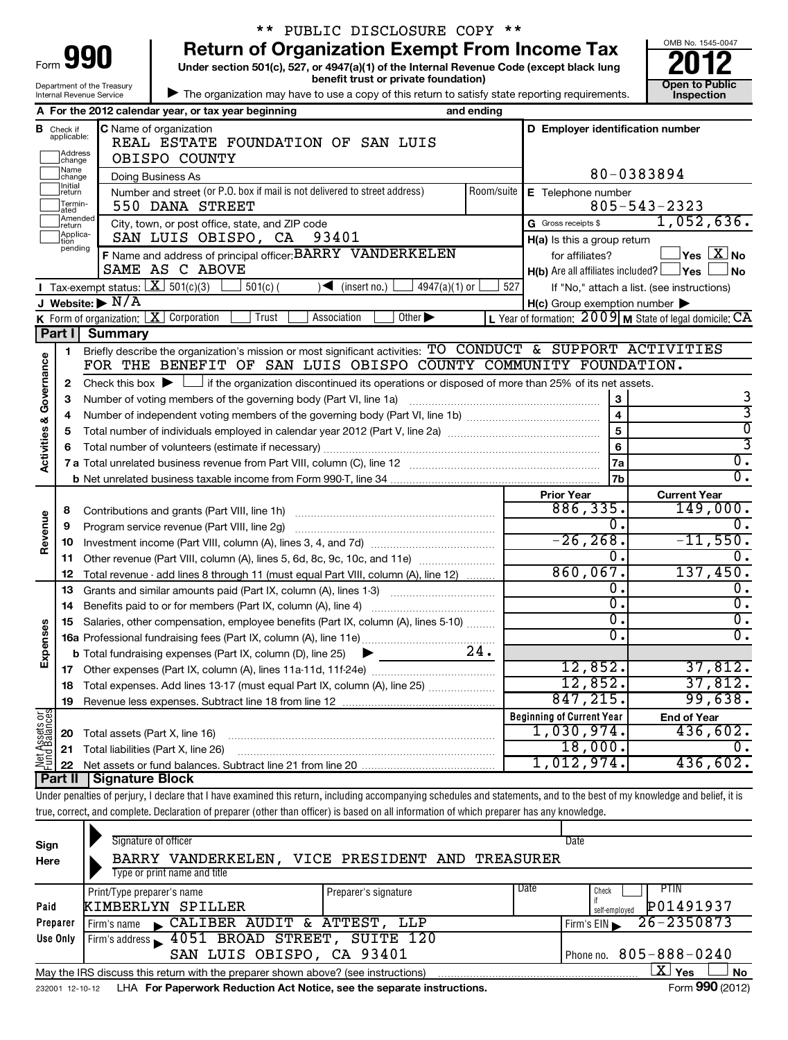** PUBLIC DISCLOSURE COPY **

# Form 990 — Return of Organization Exempt From Income Tax — 2012

Under section 501(c), 527, or 4947(a)(1) of the Internal Revenue Code (except black lung benefit trust or private foundation)

Department of the Treasury
Internal Revenue Service

▶ The organization may have to use a copy of this return to satisfy state reporting requirements.

OMB No. 1545-0047

**Open to Public Inspection**

**A** For the 2012 calendar year, or tax year beginning and ending

**B** Check if applicable: Address change, Name change, Initial return, Terminated, Amended return, Application pending

**C** Name of organization: REAL ESTATE FOUNDATION OF SAN LUIS OBISPO COUNTY

Doing Business As

Number and street (or P.O. box if mail is not delivered to street address): 550 DANA STREET — Room/suite

City, town, or post office, state, and ZIP code: SAN LUIS OBISPO, CA 93401

**D** Employer identification number: 80-0383894

**E** Telephone number: 805-543-2323

**G** Gross receipts $ 1,052,636.

**F** Name and address of principal officer: BARRY VANDERKELEN, SAME AS C ABOVE

**H(a)** Is this a group return for affiliates? ☐ Yes ☒ No

**H(b)** Are all affiliates included? ☐ Yes ☐ No — If "No," attach a list. (see instructions)

**I** Tax-exempt status: ☒ 501(c)(3) ☐ 501(c) ( ) ◀ (insert no.) ☐ 4947(a)(1) or ☐ 527

**J** Website: ▶ N/A

**H(c)** Group exemption number ▶

**K** Form of organization: ☒ Corporation ☐ Trust ☐ Association ☐ Other ▶

**L** Year of formation: 2009 **M** State of legal domicile: CA

## Part I Summary

**Activities & Governance**

1. Briefly describe the organization's mission or most significant activities: TO CONDUCT & SUPPORT ACTIVITIES FOR THE BENEFIT OF SAN LUIS OBISPO COUNTY COMMUNITY FOUNDATION.
2. Check this box ▶ ☐ if the organization discontinued its operations or disposed of more than 25% of its net assets.

| Line | Description | | Value |
|---|---|---|---|
| 3 | Number of voting members of the governing body (Part VI, line 1a) | 3 | 3 |
| 4 | Number of independent voting members of the governing body (Part VI, line 1b) | 4 | 3 |
| 5 | Total number of individuals employed in calendar year 2012 (Part V, line 2a) | 5 | 0 |
| 6 | Total number of volunteers (estimate if necessary) | 6 | 3 |
| 7a | Total unrelated business revenue from Part VIII, column (C), line 12 | 7a | 0. |
| 7b | Net unrelated business taxable income from Form 990-T, line 34 | 7b | 0. |

| Line | Description | Prior Year | Current Year |
|---|---|---|---|
| **Revenue** | | | |
| 8 | Contributions and grants (Part VIII, line 1h) | 886,335. | 149,000. |
| 9 | Program service revenue (Part VIII, line 2g) | 0. | 0. |
| 10 | Investment income (Part VIII, column (A), lines 3, 4, and 7d) | -26,268. | -11,550. |
| 11 | Other revenue (Part VIII, column (A), lines 5, 6d, 8c, 9c, 10c, and 11e) | 0. | 0. |
| 12 | Total revenue - add lines 8 through 11 (must equal Part VIII, column (A), line 12) | 860,067. | 137,450. |
| **Expenses** | | | |
| 13 | Grants and similar amounts paid (Part IX, column (A), lines 1-3) | 0. | 0. |
| 14 | Benefits paid to or for members (Part IX, column (A), line 4) | 0. | 0. |
| 15 | Salaries, other compensation, employee benefits (Part IX, column (A), lines 5-10) | 0. | 0. |
| 16a | Professional fundraising fees (Part IX, column (A), line 11e) | 0. | 0. |
| b | Total fundraising expenses (Part IX, column (D), line 25) ▶ 24. | | |
| 17 | Other expenses (Part IX, column (A), lines 11a-11d, 11f-24e) | 12,852. | 37,812. |
| 18 | Total expenses. Add lines 13-17 (must equal Part IX, column (A), line 25) | 12,852. | 37,812. |
| 19 | Revenue less expenses. Subtract line 18 from line 12 | 847,215. | 99,638. |
| **Net Assets or Fund Balances** | | **Beginning of Current Year** | **End of Year** |
| 20 | Total assets (Part X, line 16) | 1,030,974. | 436,602. |
| 21 | Total liabilities (Part X, line 26) | 18,000. | 0. |
| 22 | Net assets or fund balances. Subtract line 21 from line 20 | 1,012,974. | 436,602. |

## Part II Signature Block

Under penalties of perjury, I declare that I have examined this return, including accompanying schedules and statements, and to the best of my knowledge and belief, it is true, correct, and complete. Declaration of preparer (other than officer) is based on all information of which preparer has any knowledge.

**Sign Here**

Signature of officer — Date

BARRY VANDERKELEN, VICE PRESIDENT AND TREASURER

Type or print name and title

**Paid Preparer Use Only**

| Print/Type preparer's name | Preparer's signature | Date | Check ☐ if self-employed | PTIN |
|---|---|---|---|---|
| KIMBERLYN SPILLER | | | | P01491937 |

Firm's name ▶ CALIBER AUDIT & ATTEST, LLP — Firm's EIN ▶ 26-2350873

Firm's address ▶ 4051 BROAD STREET, SUITE 120, SAN LUIS OBISPO, CA 93401 — Phone no. 805-888-0240

May the IRS discuss this return with the preparer shown above? (see instructions) ☒ Yes ☐ No

232001 12-10-12 LHA For Paperwork Reduction Act Notice, see the separate instructions. Form 990 (2012)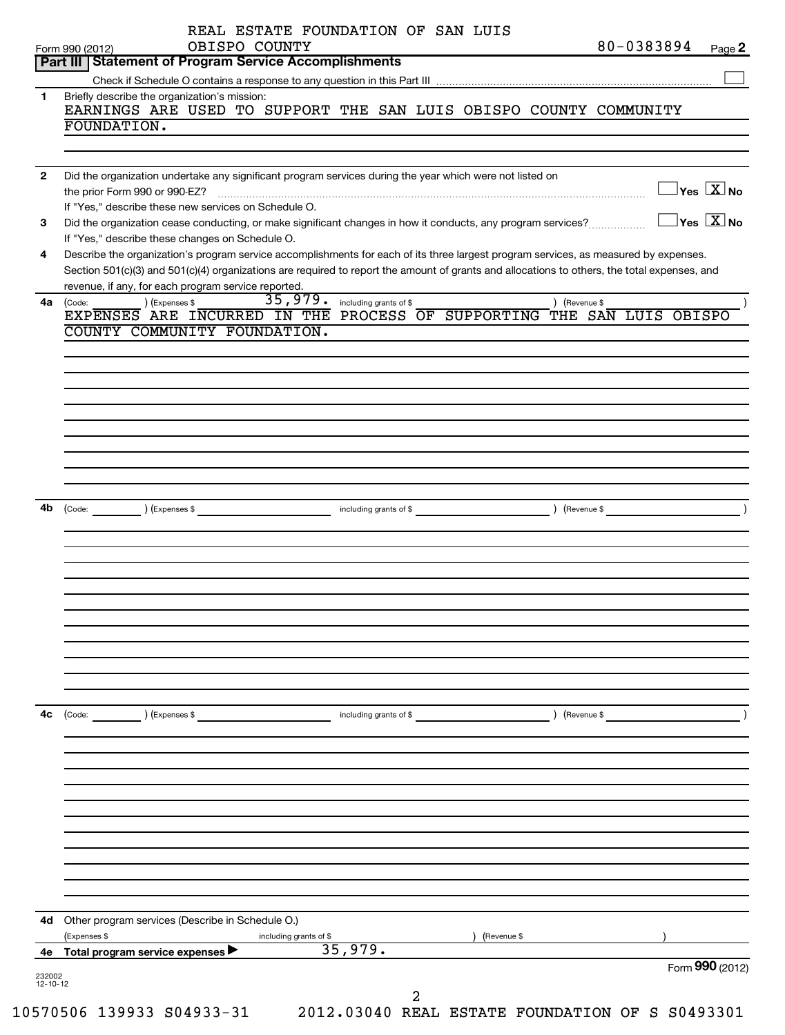REAL ESTATE FOUNDATION OF SAN LUIS OBISPO COUNTY 80-0383894

Form 990 (2012)

## Part III Statement of Program Service Accomplishments

Check if Schedule O contains a response to any question in this Part III [ ]

**1** Briefly describe the organization's mission:

EARNINGS ARE USED TO SUPPORT THE SAN LUIS OBISPO COUNTY COMMUNITY FOUNDATION.

**2** Did the organization undertake any significant program services during the year which were not listed on the prior Form 990 or 990-EZ? [ ] Yes [X] No

If "Yes," describe these new services on Schedule O.

**3** Did the organization cease conducting, or make significant changes in how it conducts, any program services? [ ] Yes [X] No

If "Yes," describe these changes on Schedule O.

**4** Describe the organization's program service accomplishments for each of its three largest program services, as measured by expenses. Section 501(c)(3) and 501(c)(4) organizations are required to report the amount of grants and allocations to others, the total expenses, and revenue, if any, for each program service reported.

**4a** (Code: ) (Expenses $ 35,979. including grants of $ ) (Revenue $ )

EXPENSES ARE INCURRED IN THE PROCESS OF SUPPORTING THE SAN LUIS OBISPO COUNTY COMMUNITY FOUNDATION.

**4b** (Code: ) (Expenses $ including grants of $ ) (Revenue $ )

**4c** (Code: ) (Expenses $ including grants of $ ) (Revenue $ )

**4d** Other program services (Describe in Schedule O.)

(Expenses $ including grants of $ ) (Revenue $ )

**4e** Total program service expenses ▶ 35,979.

Form **990** (2012)

232002 12-10-12

10570506 139933 S04933-31 2012.03040 REAL ESTATE FOUNDATION OF S S0493301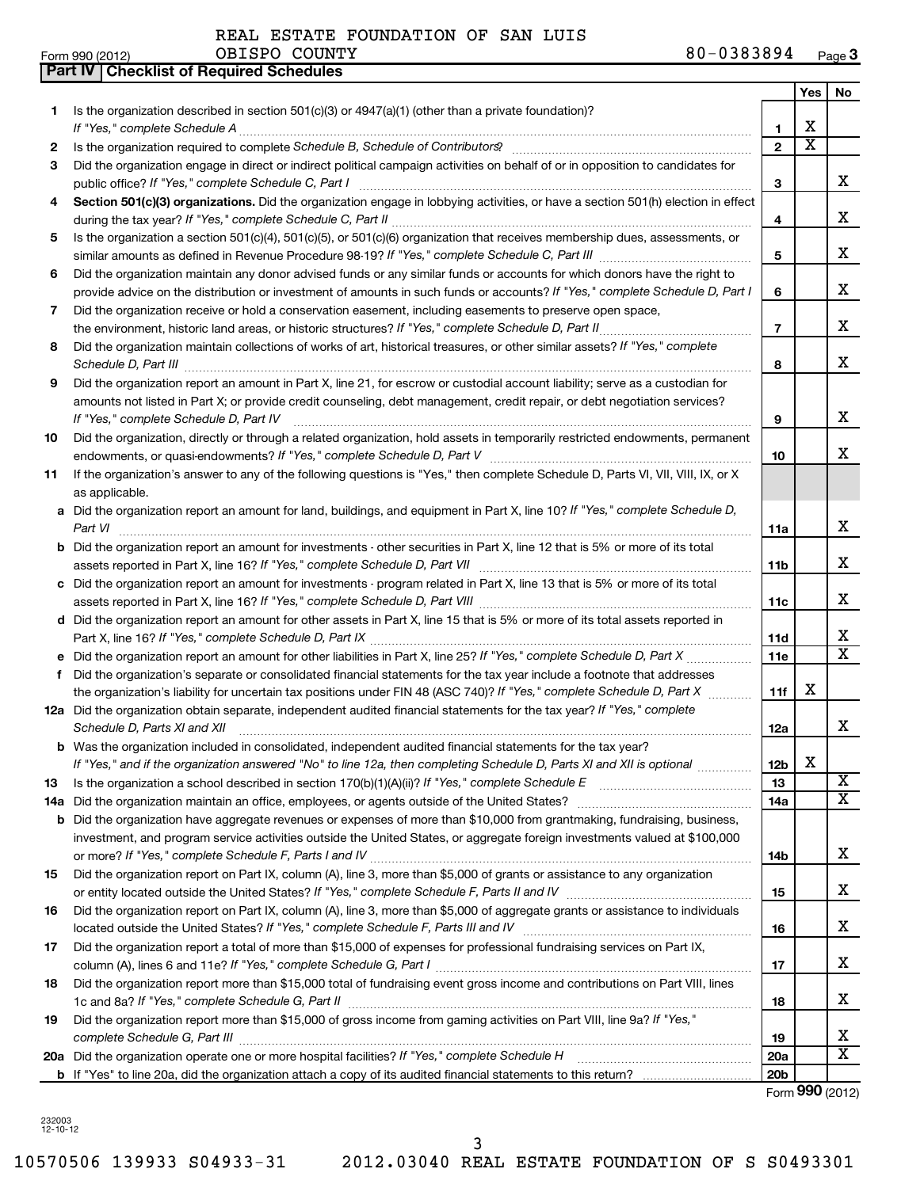REAL ESTATE FOUNDATION OF SAN LUIS OBISPO COUNTY 80-0383894

Form 990 (2012) Page 3

## Part IV Checklist of Required Schedules

| | | | Yes | No |
|---|---|---|---|---|
| 1 | Is the organization described in section 501(c)(3) or 4947(a)(1) (other than a private foundation)? *If "Yes," complete Schedule A* | 1 | X | |
| 2 | Is the organization required to complete *Schedule B, Schedule of Contributors*? | 2 | X | |
| 3 | Did the organization engage in direct or indirect political campaign activities on behalf of or in opposition to candidates for public office? *If "Yes," complete Schedule C, Part I* | 3 | | X |
| 4 | **Section 501(c)(3) organizations.** Did the organization engage in lobbying activities, or have a section 501(h) election in effect during the tax year? *If "Yes," complete Schedule C, Part II* | 4 | | X |
| 5 | Is the organization a section 501(c)(4), 501(c)(5), or 501(c)(6) organization that receives membership dues, assessments, or similar amounts as defined in Revenue Procedure 98-19? *If "Yes," complete Schedule C, Part III* | 5 | | X |
| 6 | Did the organization maintain any donor advised funds or any similar funds or accounts for which donors have the right to provide advice on the distribution or investment of amounts in such funds or accounts? *If "Yes," complete Schedule D, Part I* | 6 | | X |
| 7 | Did the organization receive or hold a conservation easement, including easements to preserve open space, the environment, historic land areas, or historic structures? *If "Yes," complete Schedule D, Part II* | 7 | | X |
| 8 | Did the organization maintain collections of works of art, historical treasures, or other similar assets? *If "Yes," complete Schedule D, Part III* | 8 | | X |
| 9 | Did the organization report an amount in Part X, line 21, for escrow or custodial account liability; serve as a custodian for amounts not listed in Part X; or provide credit counseling, debt management, credit repair, or debt negotiation services? *If "Yes," complete Schedule D, Part IV* | 9 | | X |
| 10 | Did the organization, directly or through a related organization, hold assets in temporarily restricted endowments, permanent endowments, or quasi-endowments? *If "Yes," complete Schedule D, Part V* | 10 | | X |
| 11 | If the organization's answer to any of the following questions is "Yes," then complete Schedule D, Parts VI, VII, VIII, IX, or X as applicable. | | | |
| a | Did the organization report an amount for land, buildings, and equipment in Part X, line 10? *If "Yes," complete Schedule D, Part VI* | 11a | | X |
| b | Did the organization report an amount for investments - other securities in Part X, line 12 that is 5% or more of its total assets reported in Part X, line 16? *If "Yes," complete Schedule D, Part VII* | 11b | | X |
| c | Did the organization report an amount for investments - program related in Part X, line 13 that is 5% or more of its total assets reported in Part X, line 16? *If "Yes," complete Schedule D, Part VIII* | 11c | | X |
| d | Did the organization report an amount for other assets in Part X, line 15 that is 5% or more of its total assets reported in Part X, line 16? *If "Yes," complete Schedule D, Part IX* | 11d | | X |
| e | Did the organization report an amount for other liabilities in Part X, line 25? *If "Yes," complete Schedule D, Part X* | 11e | | X |
| f | Did the organization's separate or consolidated financial statements for the tax year include a footnote that addresses the organization's liability for uncertain tax positions under FIN 48 (ASC 740)? *If "Yes," complete Schedule D, Part X* | 11f | X | |
| 12a | Did the organization obtain separate, independent audited financial statements for the tax year? *If "Yes," complete Schedule D, Parts XI and XII* | 12a | | X |
| b | Was the organization included in consolidated, independent audited financial statements for the tax year? *If "Yes," and if the organization answered "No" to line 12a, then completing Schedule D, Parts XI and XII is optional* | 12b | X | |
| 13 | Is the organization a school described in section 170(b)(1)(A)(ii)? *If "Yes," complete Schedule E* | 13 | | X |
| 14a | Did the organization maintain an office, employees, or agents outside of the United States? | 14a | | X |
| b | Did the organization have aggregate revenues or expenses of more than $10,000 from grantmaking, fundraising, business, investment, and program service activities outside the United States, or aggregate foreign investments valued at $100,000 or more? *If "Yes," complete Schedule F, Parts I and IV* | 14b | | X |
| 15 | Did the organization report on Part IX, column (A), line 3, more than $5,000 of grants or assistance to any organization or entity located outside the United States? *If "Yes," complete Schedule F, Parts II and IV* | 15 | | X |
| 16 | Did the organization report on Part IX, column (A), line 3, more than $5,000 of aggregate grants or assistance to individuals located outside the United States? *If "Yes," complete Schedule F, Parts III and IV* | 16 | | X |
| 17 | Did the organization report a total of more than $15,000 of expenses for professional fundraising services on Part IX, column (A), lines 6 and 11e? *If "Yes," complete Schedule G, Part I* | 17 | | X |
| 18 | Did the organization report more than $15,000 total of fundraising event gross income and contributions on Part VIII, lines 1c and 8a? *If "Yes," complete Schedule G, Part II* | 18 | | X |
| 19 | Did the organization report more than $15,000 of gross income from gaming activities on Part VIII, line 9a? *If "Yes," complete Schedule G, Part III* | 19 | | X |
| 20a | Did the organization operate one or more hospital facilities? *If "Yes," complete Schedule H* | 20a | | X |
| b | If "Yes" to line 20a, did the organization attach a copy of its audited financial statements to this return? | 20b | | |

Form **990** (2012)

232003 12-10-12

10570506 139933 S04933-31 2012.03040 REAL ESTATE FOUNDATION OF S S0493301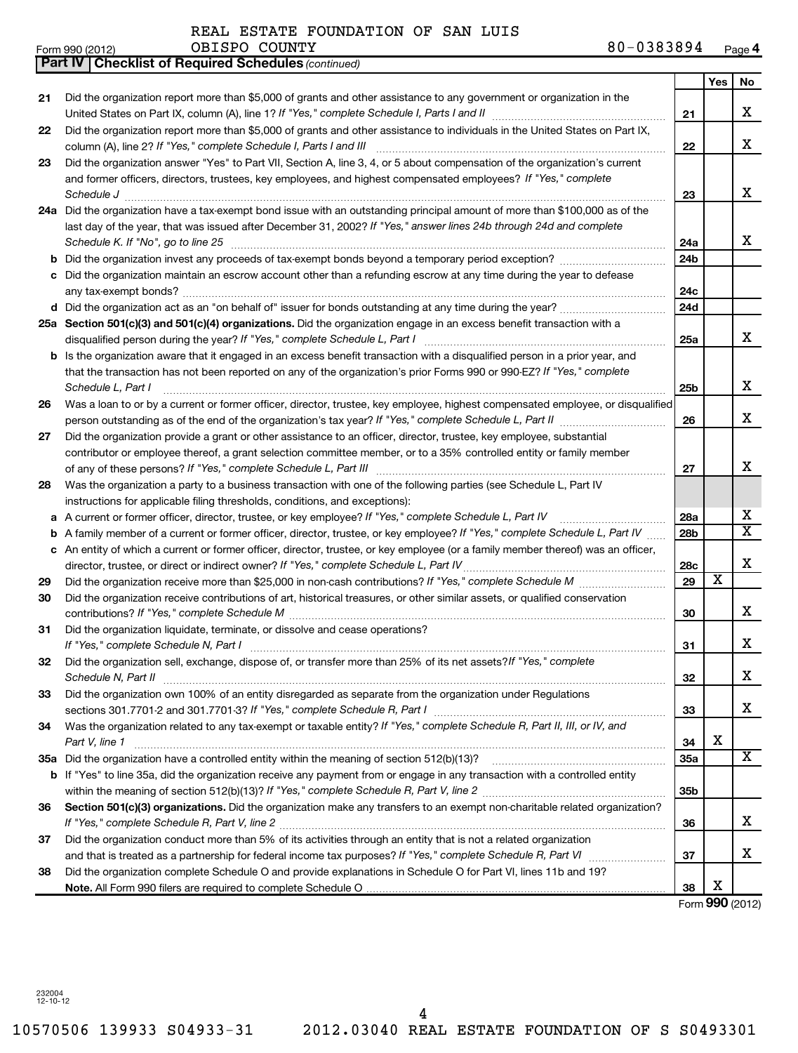REAL ESTATE FOUNDATION OF SAN LUIS OBISPO COUNTY 80-0383894

Form 990 (2012)

## Part IV Checklist of Required Schedules *(continued)*

| | | | Yes | No |
|---|---|---|---|---|
| 21 | Did the organization report more than $5,000 of grants and other assistance to any government or organization in the United States on Part IX, column (A), line 1? *If "Yes," complete Schedule I, Parts I and II* | 21 | | X |
| 22 | Did the organization report more than $5,000 of grants and other assistance to individuals in the United States on Part IX, column (A), line 2? *If "Yes," complete Schedule I, Parts I and III* | 22 | | X |
| 23 | Did the organization answer "Yes" to Part VII, Section A, line 3, 4, or 5 about compensation of the organization's current and former officers, directors, trustees, key employees, and highest compensated employees? *If "Yes," complete Schedule J* | 23 | | X |
| 24a | Did the organization have a tax-exempt bond issue with an outstanding principal amount of more than $100,000 as of the last day of the year, that was issued after December 31, 2002? *If "Yes," answer lines 24b through 24d and complete Schedule K. If "No", go to line 25* | 24a | | X |
| b | Did the organization invest any proceeds of tax-exempt bonds beyond a temporary period exception? | 24b | | |
| c | Did the organization maintain an escrow account other than a refunding escrow at any time during the year to defease any tax-exempt bonds? | 24c | | |
| d | Did the organization act as an "on behalf of" issuer for bonds outstanding at any time during the year? | 24d | | |
| 25a | **Section 501(c)(3) and 501(c)(4) organizations.** Did the organization engage in an excess benefit transaction with a disqualified person during the year? *If "Yes," complete Schedule L, Part I* | 25a | | X |
| b | Is the organization aware that it engaged in an excess benefit transaction with a disqualified person in a prior year, and that the transaction has not been reported on any of the organization's prior Forms 990 or 990-EZ? *If "Yes," complete Schedule L, Part I* | 25b | | X |
| 26 | Was a loan to or by a current or former officer, director, trustee, key employee, highest compensated employee, or disqualified person outstanding as of the end of the organization's tax year? *If "Yes," complete Schedule L, Part II* | 26 | | X |
| 27 | Did the organization provide a grant or other assistance to an officer, director, trustee, key employee, substantial contributor or employee thereof, a grant selection committee member, or to a 35% controlled entity or family member of any of these persons? *If "Yes," complete Schedule L, Part III* | 27 | | X |
| 28 | Was the organization a party to a business transaction with one of the following parties (see Schedule L, Part IV instructions for applicable filing thresholds, conditions, and exceptions): | | | |
| a | A current or former officer, director, trustee, or key employee? *If "Yes," complete Schedule L, Part IV* | 28a | | X |
| b | A family member of a current or former officer, director, trustee, or key employee? *If "Yes," complete Schedule L, Part IV* | 28b | | X |
| c | An entity of which a current or former officer, director, trustee, or key employee (or a family member thereof) was an officer, director, trustee, or direct or indirect owner? *If "Yes," complete Schedule L, Part IV* | 28c | | X |
| 29 | Did the organization receive more than $25,000 in non-cash contributions? *If "Yes," complete Schedule M* | 29 | X | |
| 30 | Did the organization receive contributions of art, historical treasures, or other similar assets, or qualified conservation contributions? *If "Yes," complete Schedule M* | 30 | | X |
| 31 | Did the organization liquidate, terminate, or dissolve and cease operations? *If "Yes," complete Schedule N, Part I* | 31 | | X |
| 32 | Did the organization sell, exchange, dispose of, or transfer more than 25% of its net assets? *If "Yes," complete Schedule N, Part II* | 32 | | X |
| 33 | Did the organization own 100% of an entity disregarded as separate from the organization under Regulations sections 301.7701-2 and 301.7701-3? *If "Yes," complete Schedule R, Part I* | 33 | | X |
| 34 | Was the organization related to any tax-exempt or taxable entity? *If "Yes," complete Schedule R, Part II, III, or IV, and Part V, line 1* | 34 | X | |
| 35a | Did the organization have a controlled entity within the meaning of section 512(b)(13)? | 35a | | X |
| b | If "Yes" to line 35a, did the organization receive any payment from or engage in any transaction with a controlled entity within the meaning of section 512(b)(13)? *If "Yes," complete Schedule R, Part V, line 2* | 35b | | |
| 36 | **Section 501(c)(3) organizations.** Did the organization make any transfers to an exempt non-charitable related organization? *If "Yes," complete Schedule R, Part V, line 2* | 36 | | X |
| 37 | Did the organization conduct more than 5% of its activities through an entity that is not a related organization and that is treated as a partnership for federal income tax purposes? *If "Yes," complete Schedule R, Part VI* | 37 | | X |
| 38 | Did the organization complete Schedule O and provide explanations in Schedule O for Part VI, lines 11b and 19? **Note.** All Form 990 filers are required to complete Schedule O | 38 | X | |

Form **990** (2012)

232004 12-10-12

10570506 139933 S04933-31 2012.03040 REAL ESTATE FOUNDATION OF S S0493301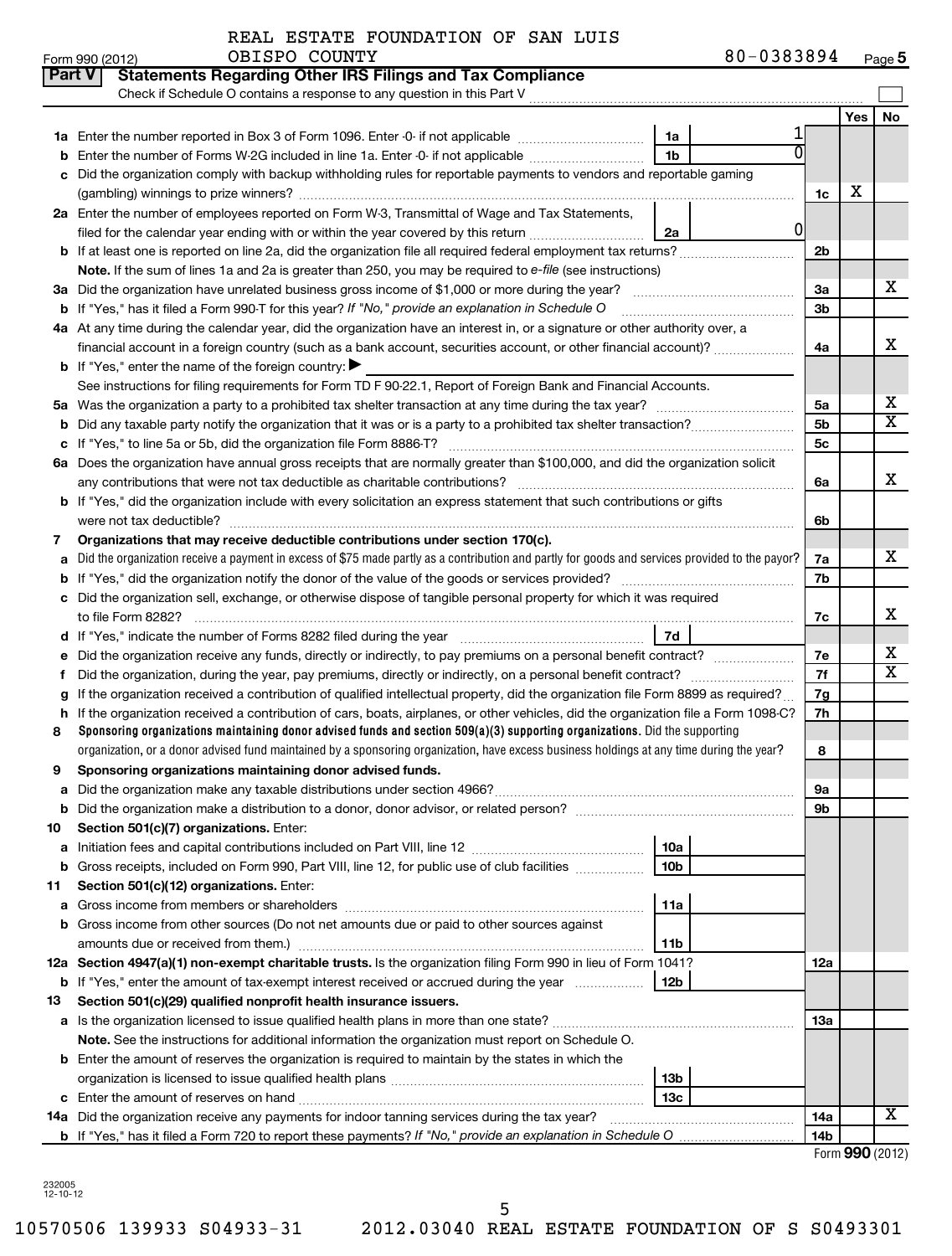REAL ESTATE FOUNDATION OF SAN LUIS OBISPO COUNTY 80-0383894

Form 990 (2012) Page 5

## Part V Statements Regarding Other IRS Filings and Tax Compliance

Check if Schedule O contains a response to any question in this Part V

| | | | | | Yes | No |
|---|---|---|---|---|---|---|
| **1a** | Enter the number reported in Box 3 of Form 1096. Enter -0- if not applicable | 1a | 1 | | | |
| **b** | Enter the number of Forms W-2G included in line 1a. Enter -0- if not applicable | 1b | 0 | | | |
| **c** | Did the organization comply with backup withholding rules for reportable payments to vendors and reportable gaming (gambling) winnings to prize winners? | | | 1c | X | |
| **2a** | Enter the number of employees reported on Form W-3, Transmittal of Wage and Tax Statements, filed for the calendar year ending with or within the year covered by this return | 2a | 0 | | | |
| **b** | If at least one is reported on line 2a, did the organization file all required federal employment tax returns? | | | 2b | | |
| | **Note.** If the sum of lines 1a and 2a is greater than 250, you may be required to *e-file* (see instructions) | | | | | |
| **3a** | Did the organization have unrelated business gross income of $1,000 or more during the year? | | | 3a | | X |
| **b** | If "Yes," has it filed a Form 990-T for this year? *If "No," provide an explanation in Schedule O* | | | 3b | | |
| **4a** | At any time during the calendar year, did the organization have an interest in, or a signature or other authority over, a financial account in a foreign country (such as a bank account, securities account, or other financial account)? | | | 4a | | X |
| **b** | If "Yes," enter the name of the foreign country: ▶ | | | | | |
| | See instructions for filing requirements for Form TD F 90-22.1, Report of Foreign Bank and Financial Accounts. | | | | | |
| **5a** | Was the organization a party to a prohibited tax shelter transaction at any time during the tax year? | | | 5a | | X |
| **b** | Did any taxable party notify the organization that it was or is a party to a prohibited tax shelter transaction? | | | 5b | | X |
| **c** | If "Yes," to line 5a or 5b, did the organization file Form 8886-T? | | | 5c | | |
| **6a** | Does the organization have annual gross receipts that are normally greater than $100,000, and did the organization solicit any contributions that were not tax deductible as charitable contributions? | | | 6a | | X |
| **b** | If "Yes," did the organization include with every solicitation an express statement that such contributions or gifts were not tax deductible? | | | 6b | | |
| **7** | **Organizations that may receive deductible contributions under section 170(c).** | | | | | |
| **a** | Did the organization receive a payment in excess of $75 made partly as a contribution and partly for goods and services provided to the payor? | | | 7a | | X |
| **b** | If "Yes," did the organization notify the donor of the value of the goods or services provided? | | | 7b | | |
| **c** | Did the organization sell, exchange, or otherwise dispose of tangible personal property for which it was required to file Form 8282? | | | 7c | | X |
| **d** | If "Yes," indicate the number of Forms 8282 filed during the year | 7d | | | | |
| **e** | Did the organization receive any funds, directly or indirectly, to pay premiums on a personal benefit contract? | | | 7e | | X |
| **f** | Did the organization, during the year, pay premiums, directly or indirectly, on a personal benefit contract? | | | 7f | | X |
| **g** | If the organization received a contribution of qualified intellectual property, did the organization file Form 8899 as required? | | | 7g | | |
| **h** | If the organization received a contribution of cars, boats, airplanes, or other vehicles, did the organization file a Form 1098-C? | | | 7h | | |
| **8** | **Sponsoring organizations maintaining donor advised funds and section 509(a)(3) supporting organizations.** Did the supporting organization, or a donor advised fund maintained by a sponsoring organization, have excess business holdings at any time during the year? | | | 8 | | |
| **9** | **Sponsoring organizations maintaining donor advised funds.** | | | | | |
| **a** | Did the organization make any taxable distributions under section 4966? | | | 9a | | |
| **b** | Did the organization make a distribution to a donor, donor advisor, or related person? | | | 9b | | |
| **10** | **Section 501(c)(7) organizations.** Enter: | | | | | |
| **a** | Initiation fees and capital contributions included on Part VIII, line 12 | 10a | | | | |
| **b** | Gross receipts, included on Form 990, Part VIII, line 12, for public use of club facilities | 10b | | | | |
| **11** | **Section 501(c)(12) organizations.** Enter: | | | | | |
| **a** | Gross income from members or shareholders | 11a | | | | |
| **b** | Gross income from other sources (Do not net amounts due or paid to other sources against amounts due or received from them.) | 11b | | | | |
| **12a** | **Section 4947(a)(1) non-exempt charitable trusts.** Is the organization filing Form 990 in lieu of Form 1041? | | | 12a | | |
| **b** | If "Yes," enter the amount of tax-exempt interest received or accrued during the year | 12b | | | | |
| **13** | **Section 501(c)(29) qualified nonprofit health insurance issuers.** | | | | | |
| **a** | Is the organization licensed to issue qualified health plans in more than one state? | | | 13a | | |
| | **Note.** See the instructions for additional information the organization must report on Schedule O. | | | | | |
| **b** | Enter the amount of reserves the organization is required to maintain by the states in which the organization is licensed to issue qualified health plans | 13b | | | | |
| **c** | Enter the amount of reserves on hand | 13c | | | | |
| **14a** | Did the organization receive any payments for indoor tanning services during the tax year? | | | 14a | | X |
| **b** | If "Yes," has it filed a Form 720 to report these payments? *If "No," provide an explanation in Schedule O* | | | 14b | | |

Form **990** (2012)

232005 12-10-12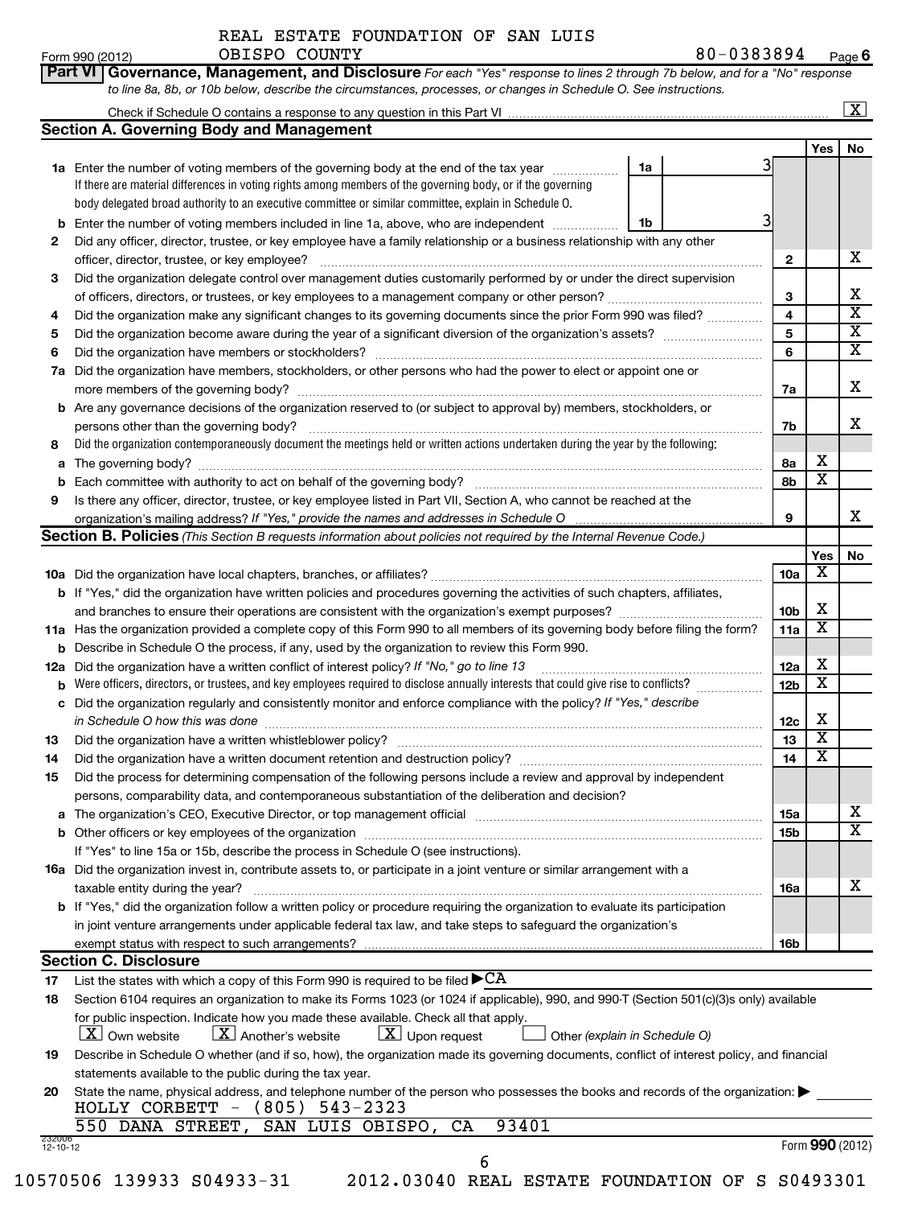REAL ESTATE FOUNDATION OF SAN LUIS OBISPO COUNTY 80-0383894

Form 990 (2012) Page 6

**Part VI Governance, Management, and Disclosure** *For each "Yes" response to lines 2 through 7b below, and for a "No" response to line 8a, 8b, or 10b below, describe the circumstances, processes, or changes in Schedule O. See instructions.*

Check if Schedule O contains a response to any question in this Part VI [X]

## Section A. Governing Body and Management

| | | | | Yes | No |
|---|---|---|---|---|---|
| 1a | Enter the number of voting members of the governing body at the end of the tax year. If there are material differences in voting rights among members of the governing body, or if the governing body delegated broad authority to an executive committee or similar committee, explain in Schedule O. | 1a: 3 | | | |
| b | Enter the number of voting members included in line 1a, above, who are independent | 1b: 3 | | | |
| 2 | Did any officer, director, trustee, or key employee have a family relationship or a business relationship with any other officer, director, trustee, or key employee? | | 2 | | X |
| 3 | Did the organization delegate control over management duties customarily performed by or under the direct supervision of officers, directors, or trustees, or key employees to a management company or other person? | | 3 | | X |
| 4 | Did the organization make any significant changes to its governing documents since the prior Form 990 was filed? | | 4 | | X |
| 5 | Did the organization become aware during the year of a significant diversion of the organization's assets? | | 5 | | X |
| 6 | Did the organization have members or stockholders? | | 6 | | X |
| 7a | Did the organization have members, stockholders, or other persons who had the power to elect or appoint one or more members of the governing body? | | 7a | | X |
| b | Are any governance decisions of the organization reserved to (or subject to approval by) members, stockholders, or persons other than the governing body? | | 7b | | X |
| 8 | Did the organization contemporaneously document the meetings held or written actions undertaken during the year by the following: | | | | |
| a | The governing body? | | 8a | X | |
| b | Each committee with authority to act on behalf of the governing body? | | 8b | X | |
| 9 | Is there any officer, director, trustee, or key employee listed in Part VII, Section A, who cannot be reached at the organization's mailing address? *If "Yes," provide the names and addresses in Schedule O* | | 9 | | X |

## Section B. Policies *(This Section B requests information about policies not required by the Internal Revenue Code.)*

| | | | Yes | No |
|---|---|---|---|---|
| 10a | Did the organization have local chapters, branches, or affiliates? | 10a | X | |
| b | If "Yes," did the organization have written policies and procedures governing the activities of such chapters, affiliates, and branches to ensure their operations are consistent with the organization's exempt purposes? | 10b | X | |
| 11a | Has the organization provided a complete copy of this Form 990 to all members of its governing body before filing the form? | 11a | X | |
| b | Describe in Schedule O the process, if any, used by the organization to review this Form 990. | | | |
| 12a | Did the organization have a written conflict of interest policy? *If "No," go to line 13* | 12a | X | |
| b | Were officers, directors, or trustees, and key employees required to disclose annually interests that could give rise to conflicts? | 12b | X | |
| c | Did the organization regularly and consistently monitor and enforce compliance with the policy? *If "Yes," describe in Schedule O how this was done* | 12c | X | |
| 13 | Did the organization have a written whistleblower policy? | 13 | X | |
| 14 | Did the organization have a written document retention and destruction policy? | 14 | X | |
| 15 | Did the process for determining compensation of the following persons include a review and approval by independent persons, comparability data, and contemporaneous substantiation of the deliberation and decision? | | | |
| a | The organization's CEO, Executive Director, or top management official | 15a | | X |
| b | Other officers or key employees of the organization | 15b | | X |
| | If "Yes" to line 15a or 15b, describe the process in Schedule O (see instructions). | | | |
| 16a | Did the organization invest in, contribute assets to, or participate in a joint venture or similar arrangement with a taxable entity during the year? | 16a | | X |
| b | If "Yes," did the organization follow a written policy or procedure requiring the organization to evaluate its participation in joint venture arrangements under applicable federal tax law, and take steps to safeguard the organization's exempt status with respect to such arrangements? | 16b | | |

## Section C. Disclosure

17 List the states with which a copy of this Form 990 is required to be filed ▶ CA

18 Section 6104 requires an organization to make its Forms 1023 (or 1024 if applicable), 990, and 990-T (Section 501(c)(3)s only) available for public inspection. Indicate how you made these available. Check all that apply.

[X] Own website [X] Another's website [X] Upon request [ ] Other *(explain in Schedule O)*

19 Describe in Schedule O whether (and if so, how), the organization made its governing documents, conflict of interest policy, and financial statements available to the public during the tax year.

20 State the name, physical address, and telephone number of the person who possesses the books and records of the organization: ▶

HOLLY CORBETT - (805) 543-2323
550 DANA STREET, SAN LUIS OBISPO, CA 93401

232006 12-10-12 Form **990** (2012)

10570506 139933 S04933-31 2012.03040 REAL ESTATE FOUNDATION OF S S0493301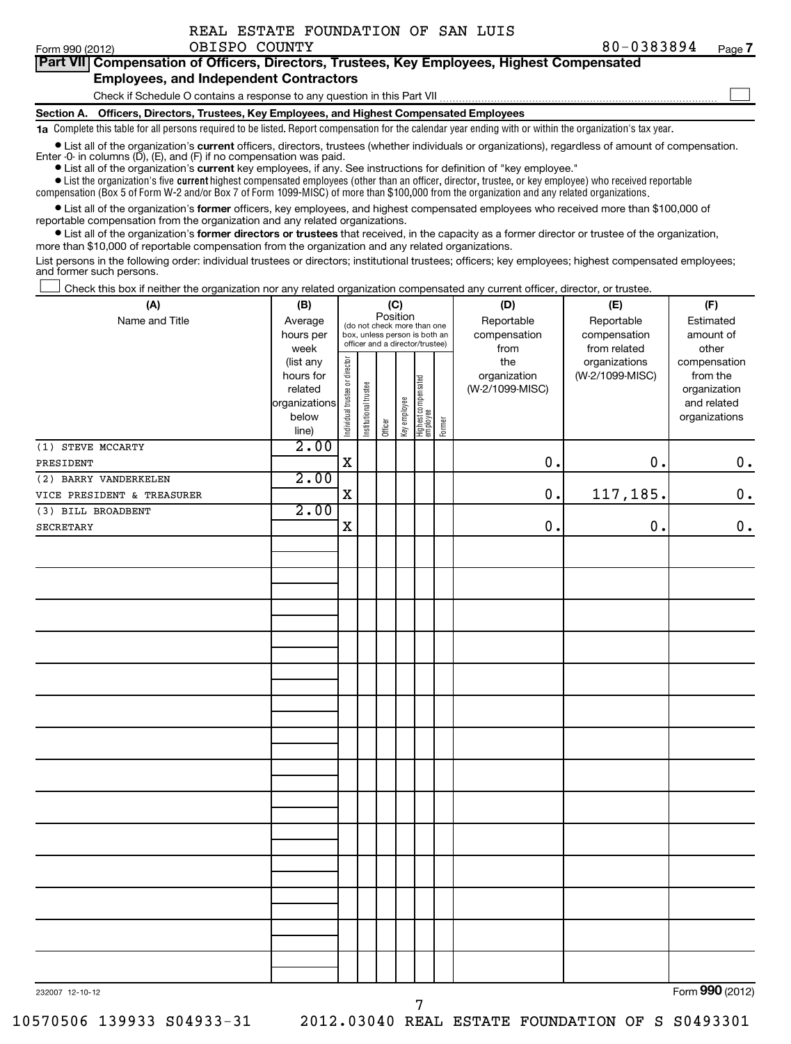REAL ESTATE FOUNDATION OF SAN LUIS OBISPO COUNTY 80-0383894

Form 990 (2012)

## Part VII Compensation of Officers, Directors, Trustees, Key Employees, Highest Compensated Employees, and Independent Contractors

Check if Schedule O contains a response to any question in this Part VII ☐

### Section A. Officers, Directors, Trustees, Key Employees, and Highest Compensated Employees

**1a** Complete this table for all persons required to be listed. Report compensation for the calendar year ending with or within the organization's tax year.

- List all of the organization's **current** officers, directors, trustees (whether individuals or organizations), regardless of amount of compensation. Enter -0- in columns (D), (E), and (F) if no compensation was paid.
- List all of the organization's **current** key employees, if any. See instructions for definition of "key employee."
- List the organization's five **current** highest compensated employees (other than an officer, director, trustee, or key employee) who received reportable compensation (Box 5 of Form W-2 and/or Box 7 of Form 1099-MISC) of more than $100,000 from the organization and any related organizations.
- List all of the organization's **former** officers, key employees, and highest compensated employees who received more than $100,000 of reportable compensation from the organization and any related organizations.
- List all of the organization's **former directors or trustees** that received, in the capacity as a former director or trustee of the organization, more than $10,000 of reportable compensation from the organization and any related organizations.

List persons in the following order: individual trustees or directors; institutional trustees; officers; key employees; highest compensated employees; and former such persons.

☐ Check this box if neither the organization nor any related organization compensated any current officer, director, or trustee.

| (A) Name and Title | (B) Average hours per week (list any hours for related organizations below line) | (C) Position: Individual trustee or director | Institutional trustee | Officer | Key employee | Highest compensated employee | Former | (D) Reportable compensation from the organization (W-2/1099-MISC) | (E) Reportable compensation from related organizations (W-2/1099-MISC) | (F) Estimated amount of other compensation from the organization and related organizations |
|---|---|---|---|---|---|---|---|---|---|---|
| (1) STEVE MCCARTY<br>PRESIDENT | 2.00 | X | | | | | | 0. | 0. | 0. |
| (2) BARRY VANDERKELEN<br>VICE PRESIDENT & TREASURER | 2.00 | X | | | | | | 0. | 117,185. | 0. |
| (3) BILL BROADBENT<br>SECRETARY | 2.00 | X | | | | | | 0. | 0. | 0. |

232007 12-10-12

Form **990** (2012)

10570506 139933 S04933-31 2012.03040 REAL ESTATE FOUNDATION OF S S0493301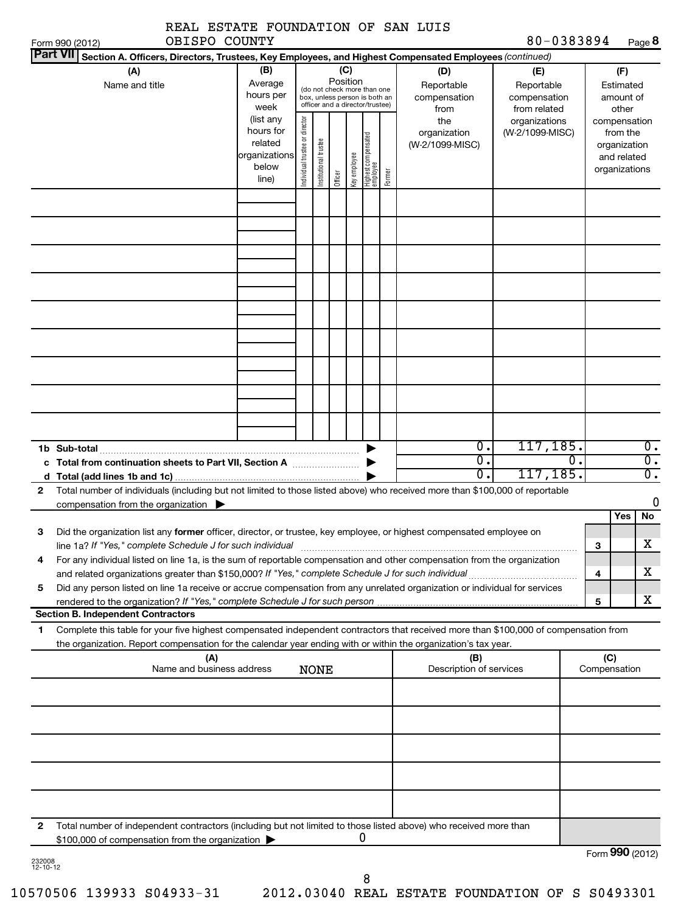REAL ESTATE FOUNDATION OF SAN LUIS OBISPO COUNTY 80-0383894

Form 990 (2012) Page **8**

**Part VII** Section A. Officers, Directors, Trustees, Key Employees, and Highest Compensated Employees *(continued)*

| (A) Name and title | (B) Average hours per week (list any hours for related organizations below line) | (C) Position (do not check more than one box, unless person is both an officer and a director/trustee) Individual trustee or director | Institutional trustee | Officer | Key employee | Highest compensated employee | Former | (D) Reportable compensation from the organization (W-2/1099-MISC) | (E) Reportable compensation from related organizations (W-2/1099-MISC) | (F) Estimated amount of other compensation from the organization and related organizations |
|---|---|---|---|---|---|---|---|---|---|---|
| | | | | | | | | | | |
| | | | | | | | | | | |
| | | | | | | | | | | |
| | | | | | | | | | | |
| | | | | | | | | | | |
| | | | | | | | | | | |
| | | | | | | | | | | |
| | | | | | | | | | | |
| | | | | | | | | | | |
| **1b Sub-total** | | | | | | | | 0. | 117,185. | 0. |
| **c Total from continuation sheets to Part VII, Section A** | | | | | | | | 0. | 0. | 0. |
| **d Total (add lines 1b and 1c)** | | | | | | | | 0. | 117,185. | 0. |

**2** Total number of individuals (including but not limited to those listed above) who received more than $100,000 of reportable compensation from the organization ▶ 0

| | | | Yes | No |
|---|---|---|---|---|
| **3** | Did the organization list any **former** officer, director, or trustee, key employee, or highest compensated employee on line 1a? *If "Yes," complete Schedule J for such individual* | 3 | | X |
| **4** | For any individual listed on line 1a, is the sum of reportable compensation and other compensation from the organization and related organizations greater than $150,000? *If "Yes," complete Schedule J for such individual* | 4 | | X |
| **5** | Did any person listed on line 1a receive or accrue compensation from any unrelated organization or individual for services rendered to the organization? *If "Yes," complete Schedule J for such person* | 5 | | X |

**Section B. Independent Contractors**

**1** Complete this table for your five highest compensated independent contractors that received more than $100,000 of compensation from the organization. Report compensation for the calendar year ending with or within the organization's tax year.

| (A) Name and business address | (B) Description of services | (C) Compensation |
|---|---|---|
| NONE | | |
| | | |
| | | |
| | | |
| | | |

**2** Total number of independent contractors (including but not limited to those listed above) who received more than $100,000 of compensation from the organization ▶ 0

Form **990** (2012)

232008 12-10-12

10570506 139933 S04933-31 2012.03040 REAL ESTATE FOUNDATION OF S S0493301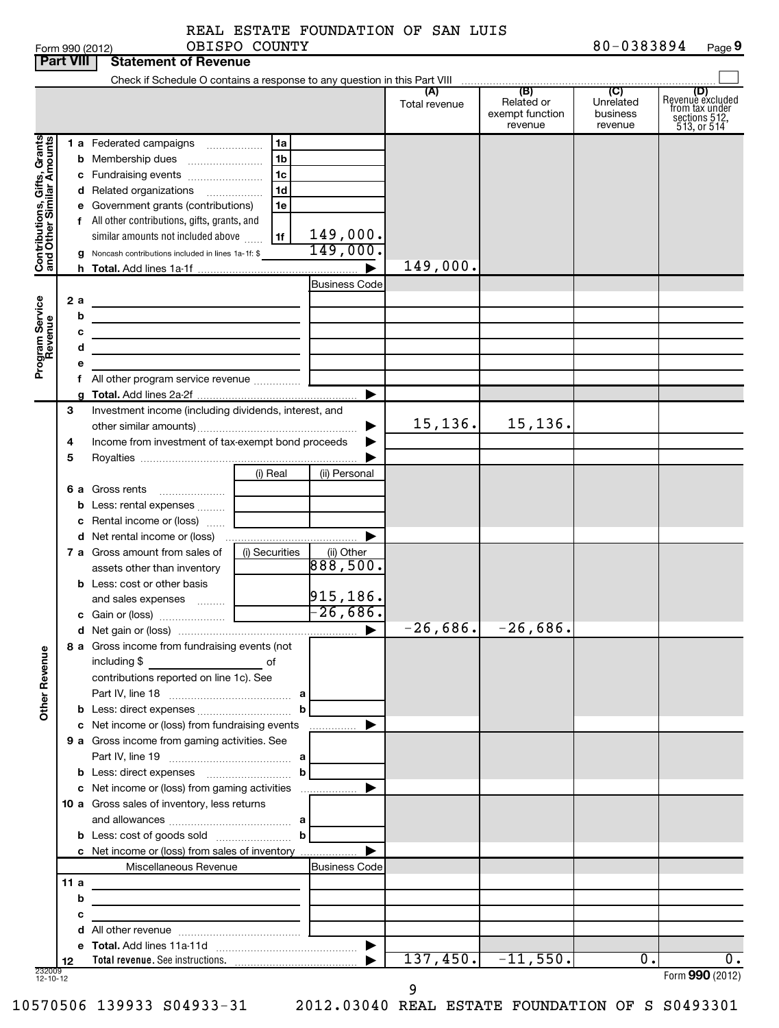Form 990 (2012) REAL ESTATE FOUNDATION OF SAN LUIS OBISPO COUNTY 80-0383894 Page 9

**Part VIII Statement of Revenue**

Check if Schedule O contains a response to any question in this Part VIII ☐

| | | | (A) Total revenue | (B) Related or exempt function revenue | (C) Unrelated business revenue | (D) Revenue excluded from tax under sections 512, 513, or 514 |
|---|---|---|---|---|---|---|
| **Contributions, Gifts, Grants and Other Similar Amounts** | | | | | | |
| 1 a Federated campaigns | 1a | | | | | |
| b Membership dues | 1b | | | | | |
| c Fundraising events | 1c | | | | | |
| d Related organizations | 1d | | | | | |
| e Government grants (contributions) | 1e | | | | | |
| f All other contributions, gifts, grants, and similar amounts not included above | 1f | 149,000. | | | | |
| g Noncash contributions included in lines 1a-1f: $ | | 149,000. | | | | |
| h **Total.** Add lines 1a-1f | | ▶ | 149,000. | | | |
| **Program Service Revenue** | | Business Code | | | | |
| 2 a | | | | | | |
| b | | | | | | |
| c | | | | | | |
| d | | | | | | |
| e | | | | | | |
| f All other program service revenue | | | | | | |
| g **Total.** Add lines 2a-2f | | ▶ | | | | |
| **Other Revenue** | | | | | | |
| 3 Investment income (including dividends, interest, and other similar amounts) | | ▶ | 15,136. | 15,136. | | |
| 4 Income from investment of tax-exempt bond proceeds | | ▶ | | | | |
| 5 Royalties | | ▶ | | | | |
| | (i) Real | (ii) Personal | | | | |
| 6 a Gross rents | | | | | | |
| b Less: rental expenses | | | | | | |
| c Rental income or (loss) | | | | | | |
| d Net rental income or (loss) | | ▶ | | | | |
| 7 a Gross amount from sales of assets other than inventory | (i) Securities | (ii) Other 888,500. | | | | |
| b Less: cost or other basis and sales expenses | | 915,186. | | | | |
| c Gain or (loss) | | -26,686. | | | | |
| d Net gain or (loss) | | ▶ | -26,686. | -26,686. | | |
| 8 a Gross income from fundraising events (not including $ of contributions reported on line 1c). See Part IV, line 18 | a | | | | | |
| b Less: direct expenses | b | | | | | |
| c Net income or (loss) from fundraising events | | ▶ | | | | |
| 9 a Gross income from gaming activities. See Part IV, line 19 | a | | | | | |
| b Less: direct expenses | b | | | | | |
| c Net income or (loss) from gaming activities | | ▶ | | | | |
| 10 a Gross sales of inventory, less returns and allowances | a | | | | | |
| b Less: cost of goods sold | b | | | | | |
| c Net income or (loss) from sales of inventory | | ▶ | | | | |
| Miscellaneous Revenue | | Business Code | | | | |
| 11 a | | | | | | |
| b | | | | | | |
| c | | | | | | |
| d All other revenue | | | | | | |
| e **Total.** Add lines 11a-11d | | ▶ | | | | |
| 12 **Total revenue.** See instructions. | | ▶ | 137,450. | -11,550. | 0. | 0. |

232009 12-10-12

Form **990** (2012)

10570506 139933 S04933-31 2012.03040 REAL ESTATE FOUNDATION OF S S0493301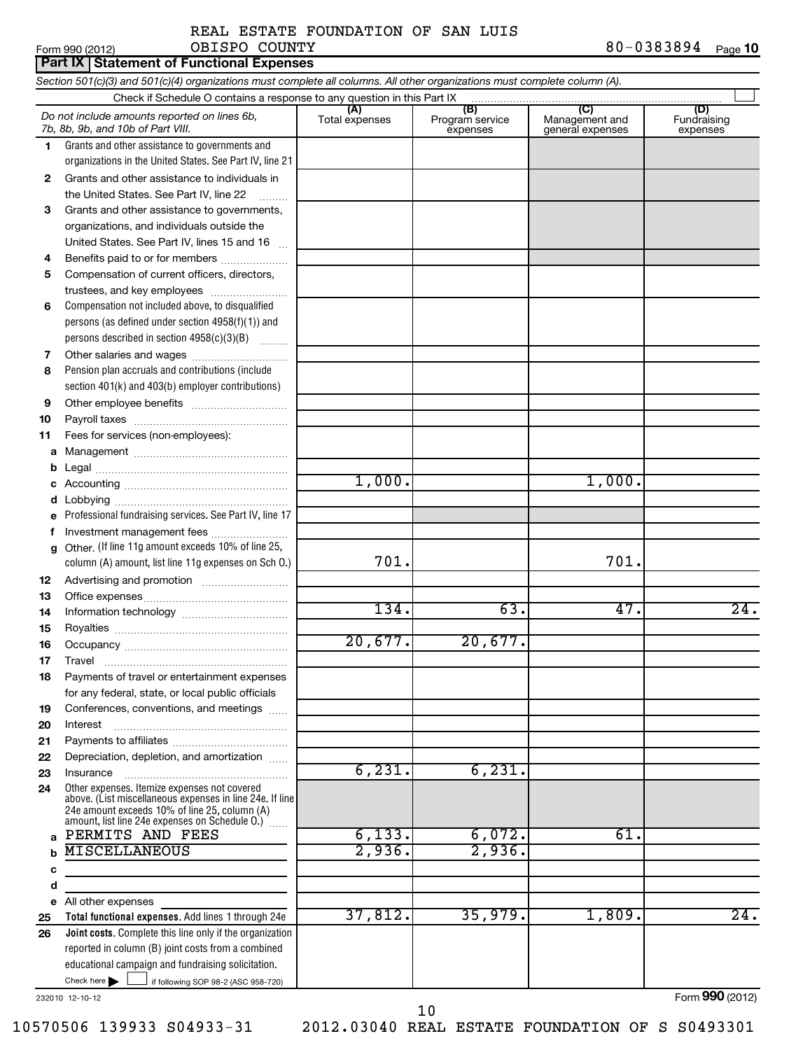REAL ESTATE FOUNDATION OF SAN LUIS OBISPO COUNTY 80-0383894

Form 990 (2012)

## Part IX Statement of Functional Expenses

*Section 501(c)(3) and 501(c)(4) organizations must complete all columns. All other organizations must complete column (A).*

Check if Schedule O contains a response to any question in this Part IX ☐

| | *Do not include amounts reported on lines 6b, 7b, 8b, 9b, and 10b of Part VIII.* | (A) Total expenses | (B) Program service expenses | (C) Management and general expenses | (D) Fundraising expenses |
|---|---|---|---|---|---|
| 1 | Grants and other assistance to governments and organizations in the United States. See Part IV, line 21 | | | | |
| 2 | Grants and other assistance to individuals in the United States. See Part IV, line 22 | | | | |
| 3 | Grants and other assistance to governments, organizations, and individuals outside the United States. See Part IV, lines 15 and 16 | | | | |
| 4 | Benefits paid to or for members | | | | |
| 5 | Compensation of current officers, directors, trustees, and key employees | | | | |
| 6 | Compensation not included above, to disqualified persons (as defined under section 4958(f)(1)) and persons described in section 4958(c)(3)(B) | | | | |
| 7 | Other salaries and wages | | | | |
| 8 | Pension plan accruals and contributions (include section 401(k) and 403(b) employer contributions) | | | | |
| 9 | Other employee benefits | | | | |
| 10 | Payroll taxes | | | | |
| 11 | Fees for services (non-employees): | | | | |
| a | Management | | | | |
| b | Legal | | | | |
| c | Accounting | 1,000. | | 1,000. | |
| d | Lobbying | | | | |
| e | Professional fundraising services. See Part IV, line 17 | | | | |
| f | Investment management fees | | | | |
| g | Other. (If line 11g amount exceeds 10% of line 25, column (A) amount, list line 11g expenses on Sch O.) | 701. | | 701. | |
| 12 | Advertising and promotion | | | | |
| 13 | Office expenses | | | | |
| 14 | Information technology | 134. | 63. | 47. | 24. |
| 15 | Royalties | | | | |
| 16 | Occupancy | 20,677. | 20,677. | | |
| 17 | Travel | | | | |
| 18 | Payments of travel or entertainment expenses for any federal, state, or local public officials | | | | |
| 19 | Conferences, conventions, and meetings | | | | |
| 20 | Interest | | | | |
| 21 | Payments to affiliates | | | | |
| 22 | Depreciation, depletion, and amortization | | | | |
| 23 | Insurance | 6,231. | 6,231. | | |
| 24 | Other expenses. Itemize expenses not covered above. (List miscellaneous expenses in line 24e. If line 24e amount exceeds 10% of line 25, column (A) amount, list line 24e expenses on Schedule O.) | | | | |
| a | PERMITS AND FEES | 6,133. | 6,072. | 61. | |
| b | MISCELLANEOUS | 2,936. | 2,936. | | |
| c | | | | | |
| d | | | | | |
| e | All other expenses | | | | |
| 25 | **Total functional expenses.** Add lines 1 through 24e | 37,812. | 35,979. | 1,809. | 24. |
| 26 | **Joint costs.** Complete this line only if the organization reported in column (B) joint costs from a combined educational campaign and fundraising solicitation. Check here ☐ if following SOP 98-2 (ASC 958-720) | | | | |

232010 12-10-12

Form **990** (2012)

10570506 139933 S04933-31 2012.03040 REAL ESTATE FOUNDATION OF S S0493301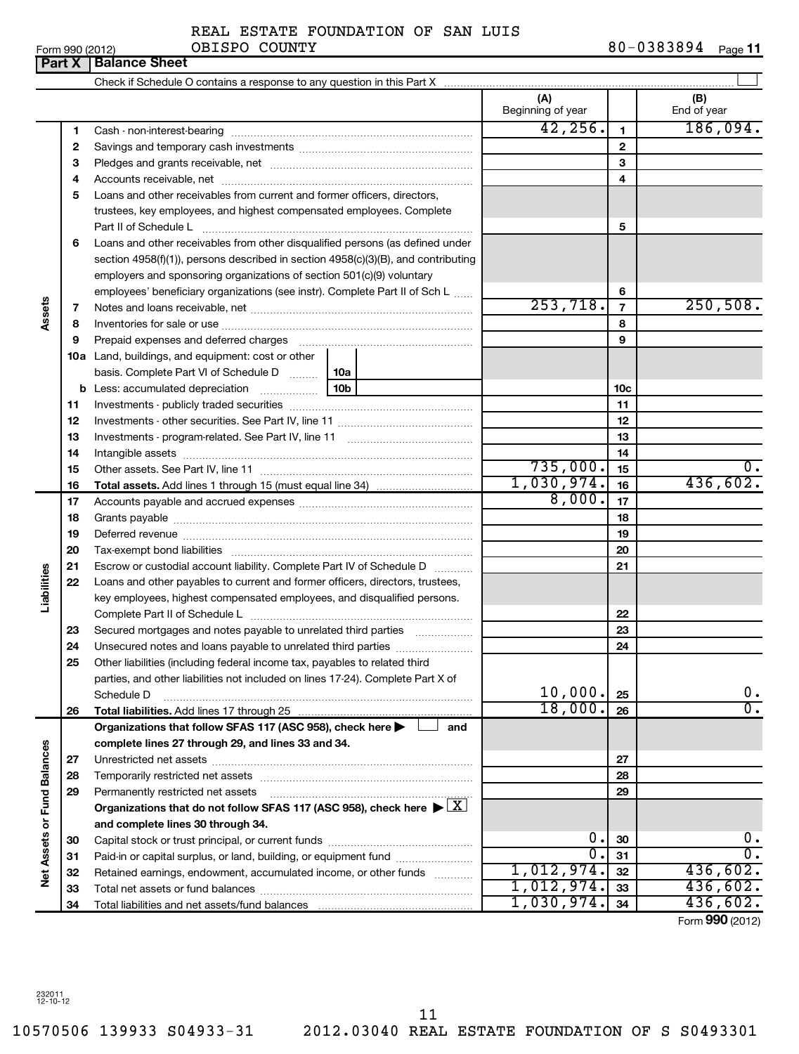REAL ESTATE FOUNDATION OF SAN LUIS OBISPO COUNTY

Form 990 (2012) 80-0383894 Page 11

## Part X Balance Sheet

Check if Schedule O contains a response to any question in this Part X ☐

| | | | (A) Beginning of year | | (B) End of year |
|---|---|---|---|---|---|
| Assets | 1 | Cash - non-interest-bearing | 42,256. | 1 | 186,094. |
| | 2 | Savings and temporary cash investments | | 2 | |
| | 3 | Pledges and grants receivable, net | | 3 | |
| | 4 | Accounts receivable, net | | 4 | |
| | 5 | Loans and other receivables from current and former officers, directors, trustees, key employees, and highest compensated employees. Complete Part II of Schedule L | | 5 | |
| | 6 | Loans and other receivables from other disqualified persons (as defined under section 4958(f)(1)), persons described in section 4958(c)(3)(B), and contributing employers and sponsoring organizations of section 501(c)(9) voluntary employees' beneficiary organizations (see instr). Complete Part II of Sch L | | 6 | |
| | 7 | Notes and loans receivable, net | 253,718. | 7 | 250,508. |
| | 8 | Inventories for sale or use | | 8 | |
| | 9 | Prepaid expenses and deferred charges | | 9 | |
| | 10a | Land, buildings, and equipment: cost or other basis. Complete Part VI of Schedule D — 10a | | | |
| | b | Less: accumulated depreciation — 10b | | 10c | |
| | 11 | Investments - publicly traded securities | | 11 | |
| | 12 | Investments - other securities. See Part IV, line 11 | | 12 | |
| | 13 | Investments - program-related. See Part IV, line 11 | | 13 | |
| | 14 | Intangible assets | | 14 | |
| | 15 | Other assets. See Part IV, line 11 | 735,000. | 15 | 0. |
| | 16 | **Total assets.** Add lines 1 through 15 (must equal line 34) | 1,030,974. | 16 | 436,602. |
| Liabilities | 17 | Accounts payable and accrued expenses | 8,000. | 17 | |
| | 18 | Grants payable | | 18 | |
| | 19 | Deferred revenue | | 19 | |
| | 20 | Tax-exempt bond liabilities | | 20 | |
| | 21 | Escrow or custodial account liability. Complete Part IV of Schedule D | | 21 | |
| | 22 | Loans and other payables to current and former officers, directors, trustees, key employees, highest compensated employees, and disqualified persons. Complete Part II of Schedule L | | 22 | |
| | 23 | Secured mortgages and notes payable to unrelated third parties | | 23 | |
| | 24 | Unsecured notes and loans payable to unrelated third parties | | 24 | |
| | 25 | Other liabilities (including federal income tax, payables to related third parties, and other liabilities not included on lines 17-24). Complete Part X of Schedule D | 10,000. | 25 | 0. |
| | 26 | **Total liabilities.** Add lines 17 through 25 | 18,000. | 26 | 0. |
| Net Assets or Fund Balances | | **Organizations that follow SFAS 117 (ASC 958), check here ▶ ☐ and complete lines 27 through 29, and lines 33 and 34.** | | | |
| | 27 | Unrestricted net assets | | 27 | |
| | 28 | Temporarily restricted net assets | | 28 | |
| | 29 | Permanently restricted net assets | | 29 | |
| | | **Organizations that do not follow SFAS 117 (ASC 958), check here ▶ ☒ and complete lines 30 through 34.** | | | |
| | 30 | Capital stock or trust principal, or current funds | 0. | 30 | 0. |
| | 31 | Paid-in or capital surplus, or land, building, or equipment fund | 0. | 31 | 0. |
| | 32 | Retained earnings, endowment, accumulated income, or other funds | 1,012,974. | 32 | 436,602. |
| | 33 | Total net assets or fund balances | 1,012,974. | 33 | 436,602. |
| | 34 | Total liabilities and net assets/fund balances | 1,030,974. | 34 | 436,602. |

Form 990 (2012)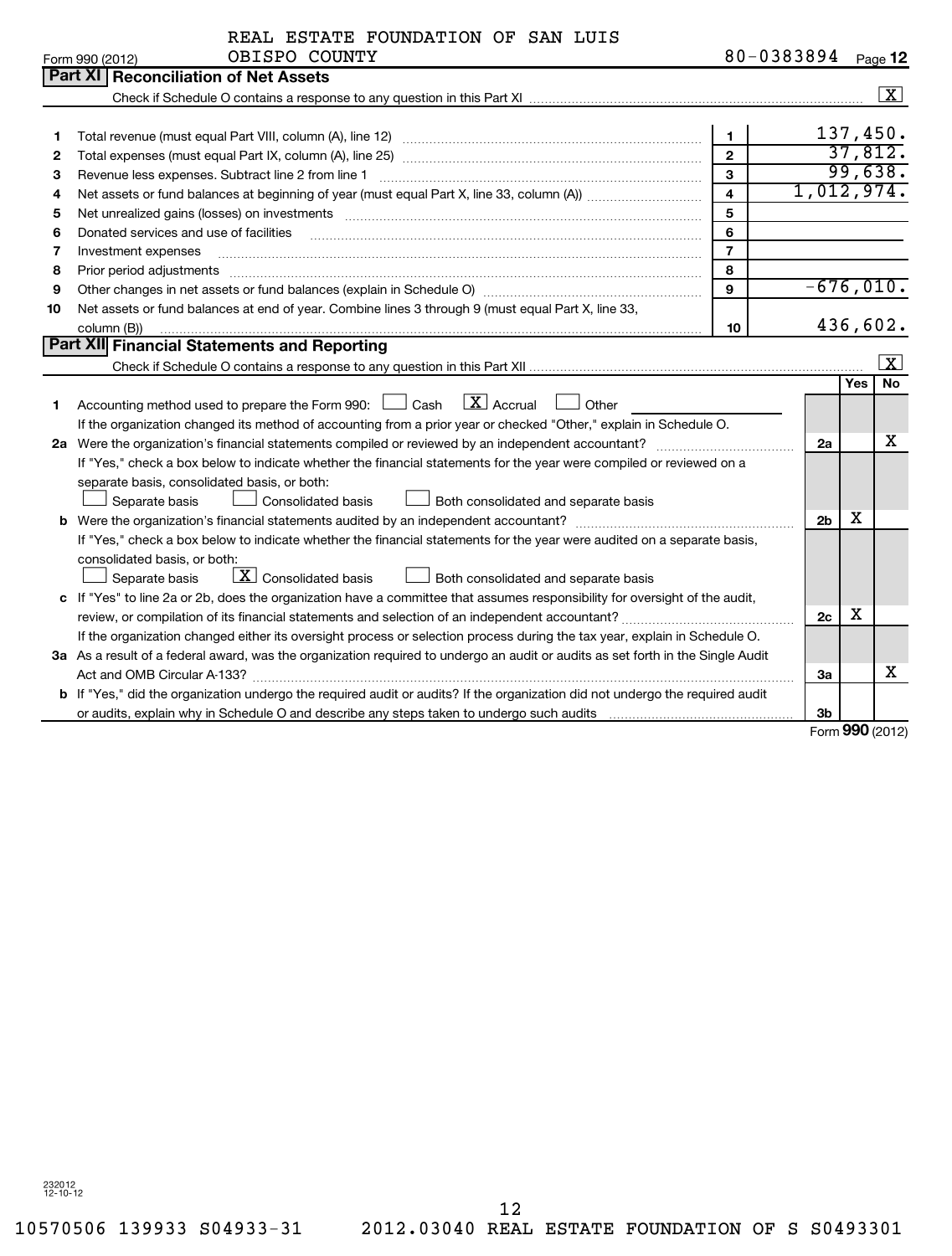REAL ESTATE FOUNDATION OF SAN LUIS OBISPO COUNTY

Form 990 (2012) 80-0383894 Page 12

## Part XI Reconciliation of Net Assets

Check if Schedule O contains a response to any question in this Part XI ..... [X]

| | | | |
|---|---|---|---|
| 1 | Total revenue (must equal Part VIII, column (A), line 12) | 1 | 137,450. |
| 2 | Total expenses (must equal Part IX, column (A), line 25) | 2 | 37,812. |
| 3 | Revenue less expenses. Subtract line 2 from line 1 | 3 | 99,638. |
| 4 | Net assets or fund balances at beginning of year (must equal Part X, line 33, column (A)) | 4 | 1,012,974. |
| 5 | Net unrealized gains (losses) on investments | 5 | |
| 6 | Donated services and use of facilities | 6 | |
| 7 | Investment expenses | 7 | |
| 8 | Prior period adjustments | 8 | |
| 9 | Other changes in net assets or fund balances (explain in Schedule O) | 9 | -676,010. |
| 10 | Net assets or fund balances at end of year. Combine lines 3 through 9 (must equal Part X, line 33, column (B)) | 10 | 436,602. |

## Part XII Financial Statements and Reporting

Check if Schedule O contains a response to any question in this Part XII ..... [X]

| | | | Yes | No |
|---|---|---|---|---|
| 1 | Accounting method used to prepare the Form 990: [ ] Cash [X] Accrual [ ] Other<br>If the organization changed its method of accounting from a prior year or checked "Other," explain in Schedule O. | | | |
| 2a | Were the organization's financial statements compiled or reviewed by an independent accountant? | 2a | | X |
| | If "Yes," check a box below to indicate whether the financial statements for the year were compiled or reviewed on a separate basis, consolidated basis, or both:<br>[ ] Separate basis [ ] Consolidated basis [ ] Both consolidated and separate basis | | | |
| b | Were the organization's financial statements audited by an independent accountant? | 2b | X | |
| | If "Yes," check a box below to indicate whether the financial statements for the year were audited on a separate basis, consolidated basis, or both:<br>[ ] Separate basis [X] Consolidated basis [ ] Both consolidated and separate basis | | | |
| c | If "Yes" to line 2a or 2b, does the organization have a committee that assumes responsibility for oversight of the audit, review, or compilation of its financial statements and selection of an independent accountant? | 2c | X | |
| | If the organization changed either its oversight process or selection process during the tax year, explain in Schedule O. | | | |
| 3a | As a result of a federal award, was the organization required to undergo an audit or audits as set forth in the Single Audit Act and OMB Circular A-133? | 3a | | X |
| b | If "Yes," did the organization undergo the required audit or audits? If the organization did not undergo the required audit or audits, explain why in Schedule O and describe any steps taken to undergo such audits | 3b | | |

Form **990** (2012)

232012 12-10-12

10570506 139933 S04933-31 2012.03040 REAL ESTATE FOUNDATION OF S S0493301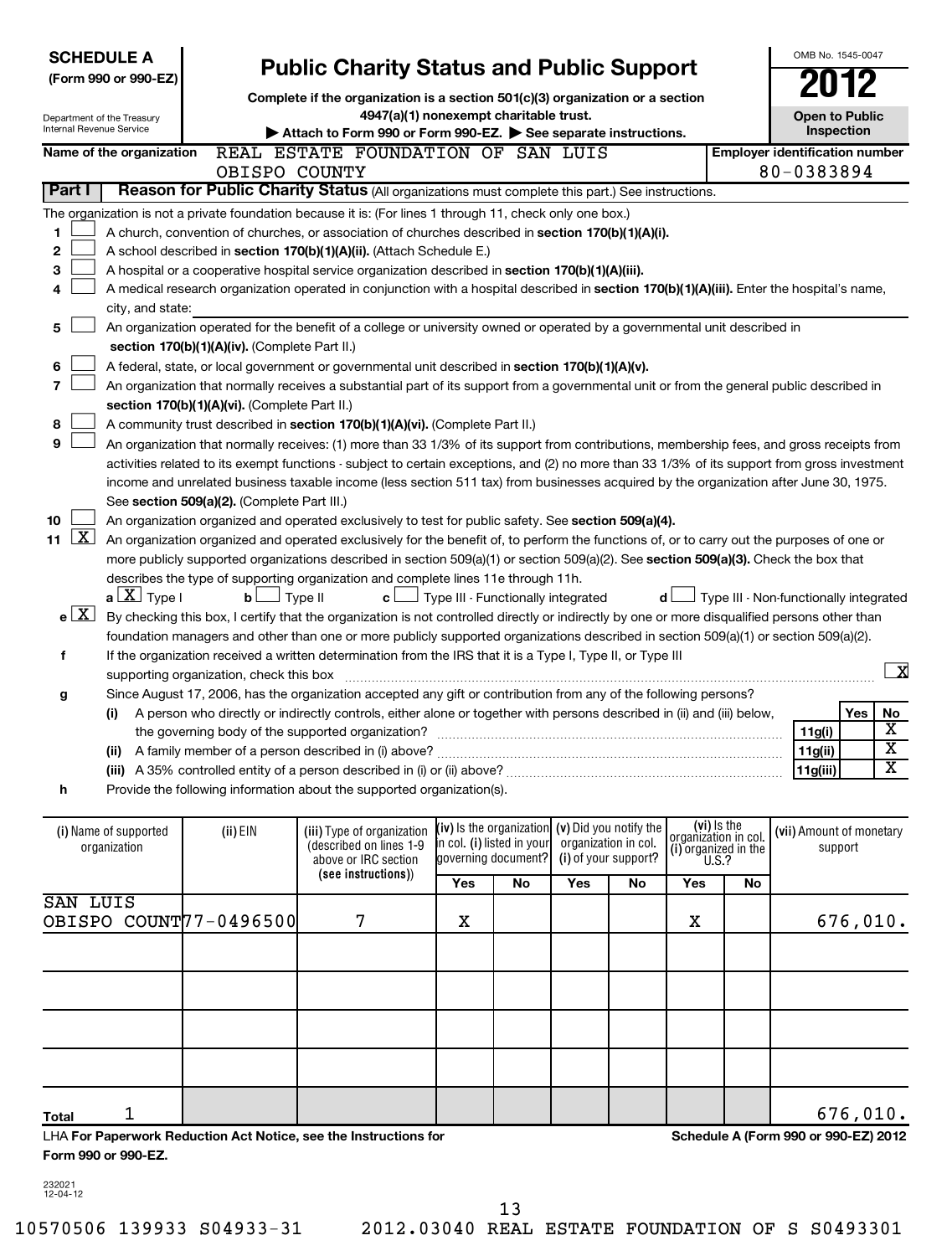**SCHEDULE A (Form 990 or 990-EZ)**

Department of the Treasury
Internal Revenue Service

# Public Charity Status and Public Support

**Complete if the organization is a section 501(c)(3) organization or a section 4947(a)(1) nonexempt charitable trust.**

▶ Attach to Form 990 or Form 990-EZ. ▶ See separate instructions.

OMB No. 1545-0047

**2012**

**Open to Public Inspection**

**Name of the organization:** REAL ESTATE FOUNDATION OF SAN LUIS OBISPO COUNTY

**Employer identification number:** 80-0383894

## Part I — Reason for Public Charity Status (All organizations must complete this part.) See instructions.

The organization is not a private foundation because it is: (For lines 1 through 11, check only one box.)

1. [ ] A church, convention of churches, or association of churches described in **section 170(b)(1)(A)(i).**
2. [ ] A school described in **section 170(b)(1)(A)(ii).** (Attach Schedule E.)
3. [ ] A hospital or a cooperative hospital service organization described in **section 170(b)(1)(A)(iii).**
4. [ ] A medical research organization operated in conjunction with a hospital described in **section 170(b)(1)(A)(iii).** Enter the hospital's name, city, and state:
5. [ ] An organization operated for the benefit of a college or university owned or operated by a governmental unit described in **section 170(b)(1)(A)(iv).** (Complete Part II.)
6. [ ] A federal, state, or local government or governmental unit described in **section 170(b)(1)(A)(v).**
7. [ ] An organization that normally receives a substantial part of its support from a governmental unit or from the general public described in **section 170(b)(1)(A)(vi).** (Complete Part II.)
8. [ ] A community trust described in **section 170(b)(1)(A)(vi).** (Complete Part II.)
9. [ ] An organization that normally receives: (1) more than 33 1/3% of its support from contributions, membership fees, and gross receipts from activities related to its exempt functions - subject to certain exceptions, and (2) no more than 33 1/3% of its support from gross investment income and unrelated business taxable income (less section 511 tax) from businesses acquired by the organization after June 30, 1975. See **section 509(a)(2).** (Complete Part III.)
10. [ ] An organization organized and operated exclusively to test for public safety. See **section 509(a)(4).**
11. [X] An organization organized and operated exclusively for the benefit of, to perform the functions of, or to carry out the purposes of one or more publicly supported organizations described in section 509(a)(1) or section 509(a)(2). See **section 509(a)(3).** Check the box that describes the type of supporting organization and complete lines 11e through 11h.
   - **a** [X] Type I  **b** [ ] Type II  **c** [ ] Type III - Functionally integrated  **d** [ ] Type III - Non-functionally integrated
   - **e** [X] By checking this box, I certify that the organization is not controlled directly or indirectly by one or more disqualified persons other than foundation managers and other than one or more publicly supported organizations described in section 509(a)(1) or section 509(a)(2).
   - **f** If the organization received a written determination from the IRS that it is a Type I, Type II, or Type III supporting organization, check this box [X]
   - **g** Since August 17, 2006, has the organization accepted any gift or contribution from any of the following persons?

| | | | Yes | No |
|---|---|---|---|---|
| (i) | A person who directly or indirectly controls, either alone or together with persons described in (ii) and (iii) below, the governing body of the supported organization? | 11g(i) | | X |
| (ii) | A family member of a person described in (i) above? | 11g(ii) | | X |
| (iii) | A 35% controlled entity of a person described in (i) or (ii) above? | 11g(iii) | | X |

   - **h** Provide the following information about the supported organization(s).

| (i) Name of supported organization | (ii) EIN | (iii) Type of organization (described on lines 1-9 above or IRC section (see instructions)) | (iv) Is the organization in col. (i) listed in your governing document? Yes | No | (v) Did you notify the organization in col. (i) of your support? Yes | No | (vi) Is the organization in col. (i) organized in the U.S.? Yes | No | (vii) Amount of monetary support |
|---|---|---|---|---|---|---|---|---|---|
| SAN LUIS OBISPO COUNT | 77-0496500 | 7 | X | | | | X | | 676,010. |
| | | | | | | | | | |
| | | | | | | | | | |
| | | | | | | | | | |
| | | | | | | | | | |
| **Total** 1 | | | | | | | | | 676,010. |

LHA **For Paperwork Reduction Act Notice, see the Instructions for Form 990 or 990-EZ.**

**Schedule A (Form 990 or 990-EZ) 2012**

232021 12-04-12

10570506 139933 S04933-31 2012.03040 REAL ESTATE FOUNDATION OF S S0493301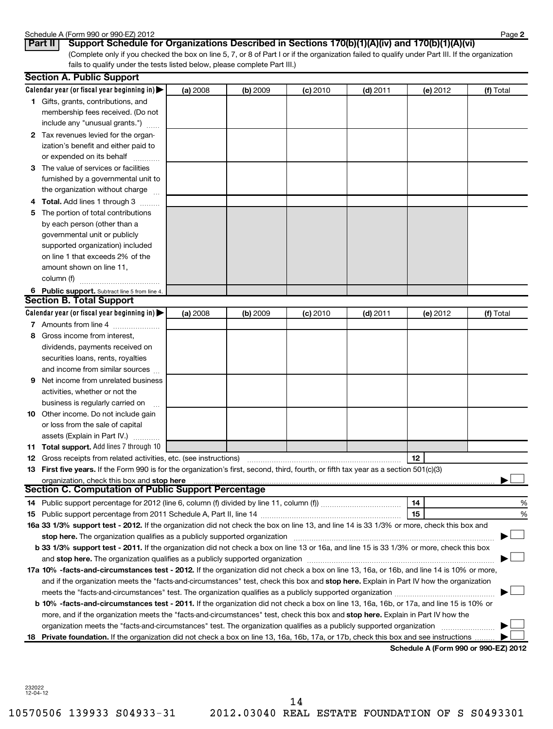Schedule A (Form 990 or 990-EZ) 2012

**Part II** **Support Schedule for Organizations Described in Sections 170(b)(1)(A)(iv) and 170(b)(1)(A)(vi)**

(Complete only if you checked the box on line 5, 7, or 8 of Part I or if the organization failed to qualify under Part III. If the organization fails to qualify under the tests listed below, please complete Part III.)

## Section A. Public Support

| Calendar year (or fiscal year beginning in) | (a) 2008 | (b) 2009 | (c) 2010 | (d) 2011 | (e) 2012 | (f) Total |
|---|---|---|---|---|---|---|
| 1 Gifts, grants, contributions, and membership fees received. (Do not include any "unusual grants.") | | | | | | |
| 2 Tax revenues levied for the organization's benefit and either paid to or expended on its behalf | | | | | | |
| 3 The value of services or facilities furnished by a governmental unit to the organization without charge | | | | | | |
| 4 **Total.** Add lines 1 through 3 | | | | | | |
| 5 The portion of total contributions by each person (other than a governmental unit or publicly supported organization) included on line 1 that exceeds 2% of the amount shown on line 11, column (f) | | | | | | |
| 6 **Public support.** Subtract line 5 from line 4. | | | | | | |

## Section B. Total Support

| Calendar year (or fiscal year beginning in) | (a) 2008 | (b) 2009 | (c) 2010 | (d) 2011 | (e) 2012 | (f) Total |
|---|---|---|---|---|---|---|
| 7 Amounts from line 4 | | | | | | |
| 8 Gross income from interest, dividends, payments received on securities loans, rents, royalties and income from similar sources | | | | | | |
| 9 Net income from unrelated business activities, whether or not the business is regularly carried on | | | | | | |
| 10 Other income. Do not include gain or loss from the sale of capital assets (Explain in Part IV.) | | | | | | |
| 11 **Total support.** Add lines 7 through 10 | | | | | | |

12 Gross receipts from related activities, etc. (see instructions) | 12 |

13 **First five years.** If the Form 990 is for the organization's first, second, third, fourth, or fifth tax year as a section 501(c)(3) organization, check this box and **stop here** ☐

## Section C. Computation of Public Support Percentage

14 Public support percentage for 2012 (line 6, column (f) divided by line 11, column (f)) | 14 | %

15 Public support percentage from 2011 Schedule A, Part II, line 14 | 15 | %

**16a 33 1/3% support test - 2012.** If the organization did not check the box on line 13, and line 14 is 33 1/3% or more, check this box and **stop here.** The organization qualifies as a publicly supported organization ☐

**b 33 1/3% support test - 2011.** If the organization did not check a box on line 13 or 16a, and line 15 is 33 1/3% or more, check this box and **stop here.** The organization qualifies as a publicly supported organization ☐

**17a 10% -facts-and-circumstances test - 2012.** If the organization did not check a box on line 13, 16a, or 16b, and line 14 is 10% or more, and if the organization meets the "facts-and-circumstances" test, check this box and **stop here.** Explain in Part IV how the organization meets the "facts-and-circumstances" test. The organization qualifies as a publicly supported organization ☐

**b 10% -facts-and-circumstances test - 2011.** If the organization did not check a box on line 13, 16a, 16b, or 17a, and line 15 is 10% or more, and if the organization meets the "facts-and-circumstances" test, check this box and **stop here.** Explain in Part IV how the organization meets the "facts-and-circumstances" test. The organization qualifies as a publicly supported organization ☐

**18 Private foundation.** If the organization did not check a box on line 13, 16a, 16b, 17a, or 17b, check this box and see instructions ☐

**Schedule A (Form 990 or 990-EZ) 2012**

232022 12-04-12

10570506 139933 S04933-31 2012.03040 REAL ESTATE FOUNDATION OF S S0493301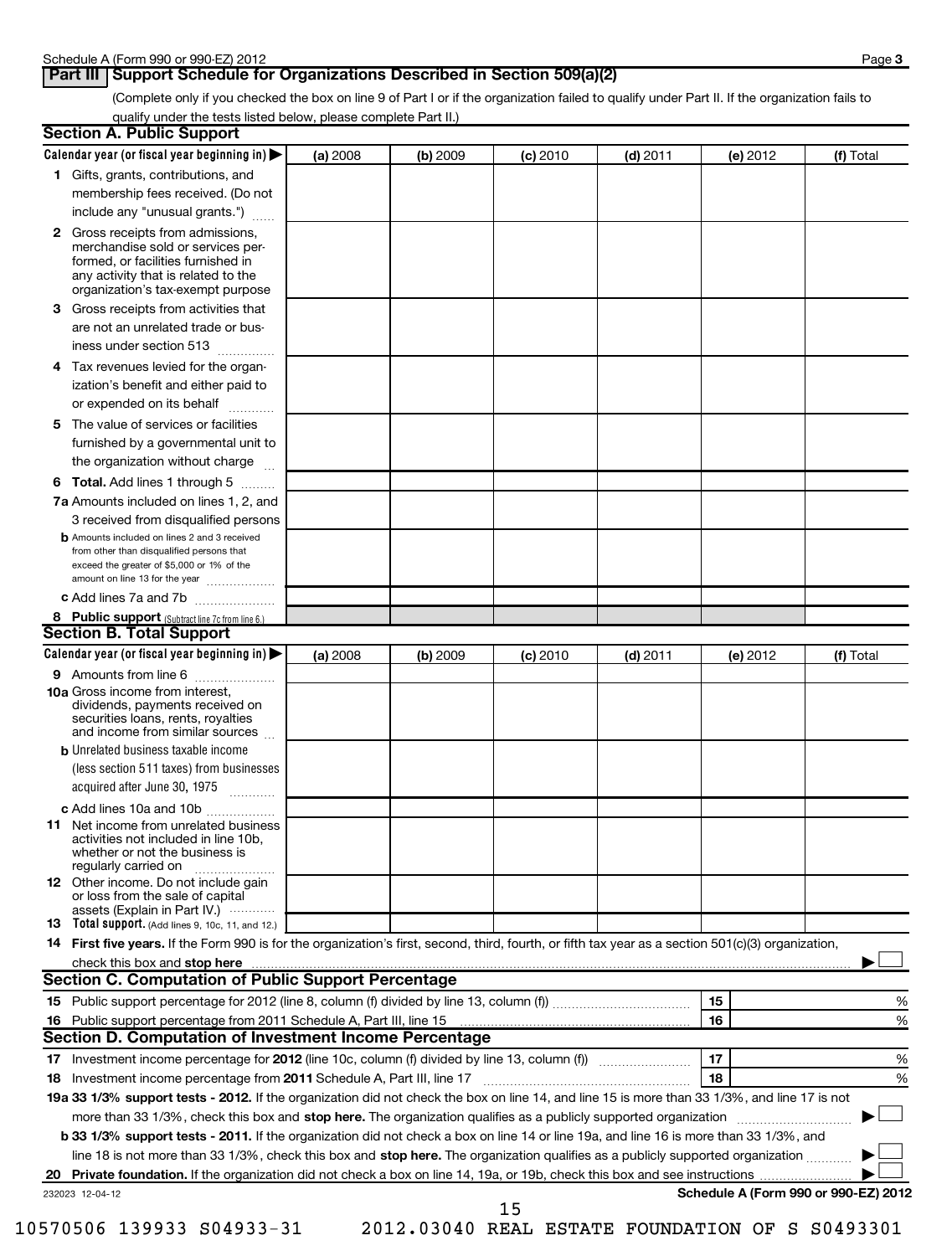Schedule A (Form 990 or 990-EZ) 2012

## Part III Support Schedule for Organizations Described in Section 509(a)(2)

(Complete only if you checked the box on line 9 of Part I or if the organization failed to qualify under Part II. If the organization fails to qualify under the tests listed below, please complete Part II.)

### Section A. Public Support

| Calendar year (or fiscal year beginning in) ▶ | (a) 2008 | (b) 2009 | (c) 2010 | (d) 2011 | (e) 2012 | (f) Total |
|---|---|---|---|---|---|---|
| **1** Gifts, grants, contributions, and membership fees received. (Do not include any "unusual grants.") | | | | | | |
| **2** Gross receipts from admissions, merchandise sold or services performed, or facilities furnished in any activity that is related to the organization's tax-exempt purpose | | | | | | |
| **3** Gross receipts from activities that are not an unrelated trade or business under section 513 | | | | | | |
| **4** Tax revenues levied for the organization's benefit and either paid to or expended on its behalf | | | | | | |
| **5** The value of services or facilities furnished by a governmental unit to the organization without charge | | | | | | |
| **6 Total.** Add lines 1 through 5 | | | | | | |
| **7a** Amounts included on lines 1, 2, and 3 received from disqualified persons | | | | | | |
| **b** Amounts included on lines 2 and 3 received from other than disqualified persons that exceed the greater of $5,000 or 1% of the amount on line 13 for the year | | | | | | |
| **c** Add lines 7a and 7b | | | | | | |
| **8 Public support** (Subtract line 7c from line 6.) | | | | | | |

### Section B. Total Support

| Calendar year (or fiscal year beginning in) ▶ | (a) 2008 | (b) 2009 | (c) 2010 | (d) 2011 | (e) 2012 | (f) Total |
|---|---|---|---|---|---|---|
| **9** Amounts from line 6 | | | | | | |
| **10a** Gross income from interest, dividends, payments received on securities loans, rents, royalties and income from similar sources | | | | | | |
| **b** Unrelated business taxable income (less section 511 taxes) from businesses acquired after June 30, 1975 | | | | | | |
| **c** Add lines 10a and 10b | | | | | | |
| **11** Net income from unrelated business activities not included in line 10b, whether or not the business is regularly carried on | | | | | | |
| **12** Other income. Do not include gain or loss from the sale of capital assets (Explain in Part IV.) | | | | | | |
| **13 Total support.** (Add lines 9, 10c, 11, and 12.) | | | | | | |

**14 First five years.** If the Form 990 is for the organization's first, second, third, fourth, or fifth tax year as a section 501(c)(3) organization, check this box and **stop here** ▶ ☐

### Section C. Computation of Public Support Percentage

| | | | |
|---|---|---|---|
| **15** Public support percentage for 2012 (line 8, column (f) divided by line 13, column (f)) | 15 | | % |
| **16** Public support percentage from 2011 Schedule A, Part III, line 15 | 16 | | % |

### Section D. Computation of Investment Income Percentage

| | | | |
|---|---|---|---|
| **17** Investment income percentage for **2012** (line 10c, column (f) divided by line 13, column (f)) | 17 | | % |
| **18** Investment income percentage from **2011** Schedule A, Part III, line 17 | 18 | | % |

**19a 33 1/3% support tests - 2012.** If the organization did not check the box on line 14, and line 15 is more than 33 1/3%, and line 17 is not more than 33 1/3%, check this box and **stop here.** The organization qualifies as a publicly supported organization ▶ ☐

**b 33 1/3% support tests - 2011.** If the organization did not check a box on line 14 or line 19a, and line 16 is more than 33 1/3%, and line 18 is not more than 33 1/3%, check this box and **stop here.** The organization qualifies as a publicly supported organization ▶ ☐

**20 Private foundation.** If the organization did not check a box on line 14, 19a, or 19b, check this box and see instructions ▶ ☐

232023 12-04-12 **Schedule A (Form 990 or 990-EZ) 2012**

10570506 139933 S04933-31 2012.03040 REAL ESTATE FOUNDATION OF S S0493301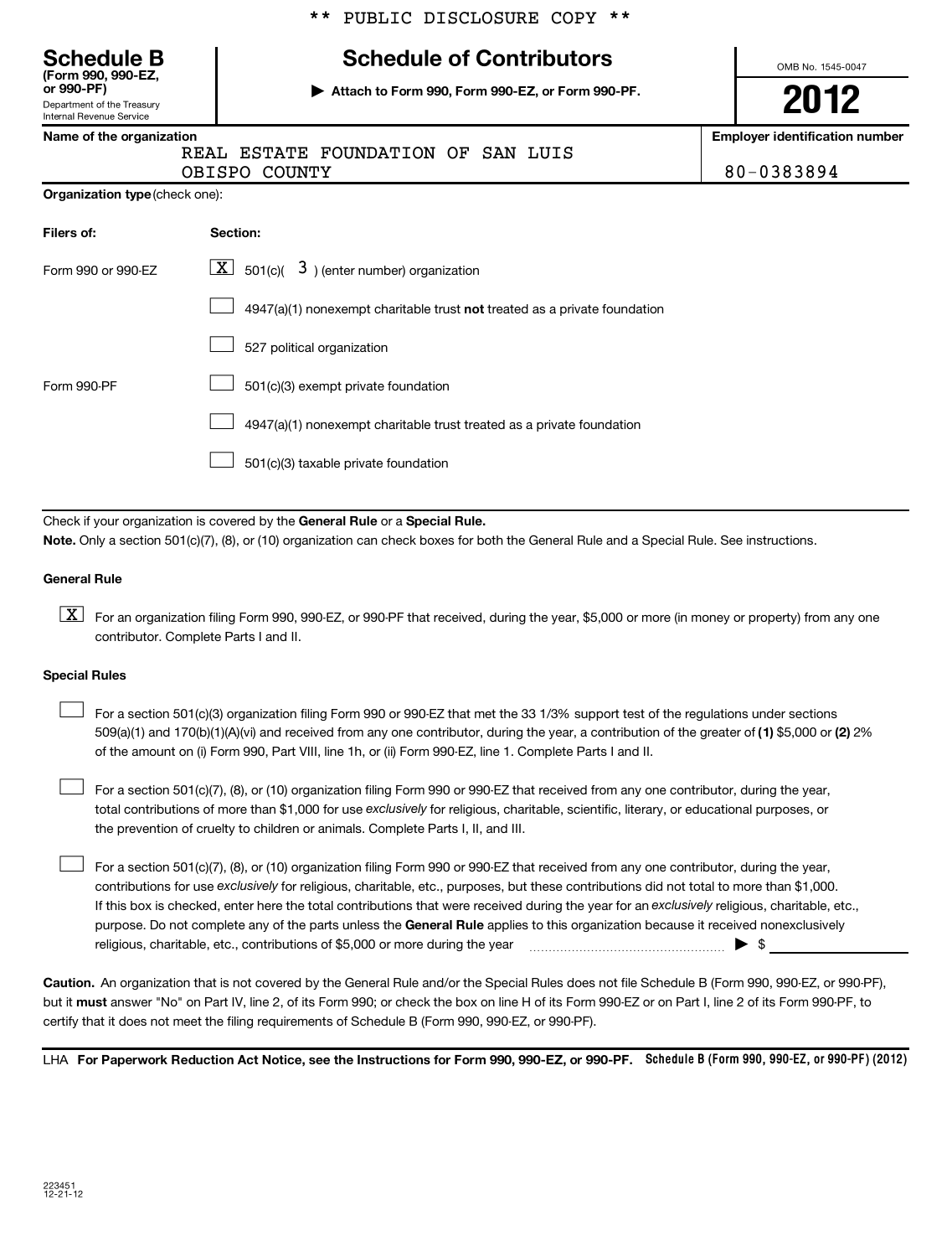\*\* PUBLIC DISCLOSURE COPY \*\*

# Schedule B

**(Form 990, 990-EZ, or 990-PF)**

Department of the Treasury
Internal Revenue Service

## Schedule of Contributors

▶ **Attach to Form 990, Form 990-EZ, or Form 990-PF.**

OMB No. 1545-0047

**2012**

**Name of the organization**

REAL ESTATE FOUNDATION OF SAN LUIS OBISPO COUNTY

**Employer identification number**

80-0383894

**Organization type** (check one):

| Filers of: | Section: |
|---|---|
| Form 990 or 990-EZ | [X] 501(c)( 3 ) (enter number) organization |
| | [ ] 4947(a)(1) nonexempt charitable trust **not** treated as a private foundation |
| | [ ] 527 political organization |
| Form 990-PF | [ ] 501(c)(3) exempt private foundation |
| | [ ] 4947(a)(1) nonexempt charitable trust treated as a private foundation |
| | [ ] 501(c)(3) taxable private foundation |

Check if your organization is covered by the **General Rule** or a **Special Rule.**

**Note.** Only a section 501(c)(7), (8), or (10) organization can check boxes for both the General Rule and a Special Rule. See instructions.

**General Rule**

[X] For an organization filing Form 990, 990-EZ, or 990-PF that received, during the year, $5,000 or more (in money or property) from any one contributor. Complete Parts I and II.

**Special Rules**

[ ] For a section 501(c)(3) organization filing Form 990 or 990-EZ that met the 33 1/3% support test of the regulations under sections 509(a)(1) and 170(b)(1)(A)(vi) and received from any one contributor, during the year, a contribution of the greater of **(1)** $5,000 or **(2)** 2% of the amount on (i) Form 990, Part VIII, line 1h, or (ii) Form 990-EZ, line 1. Complete Parts I and II.

[ ] For a section 501(c)(7), (8), or (10) organization filing Form 990 or 990-EZ that received from any one contributor, during the year, total contributions of more than $1,000 for use *exclusively* for religious, charitable, scientific, literary, or educational purposes, or the prevention of cruelty to children or animals. Complete Parts I, II, and III.

[ ] For a section 501(c)(7), (8), or (10) organization filing Form 990 or 990-EZ that received from any one contributor, during the year, contributions for use *exclusively* for religious, charitable, etc., purposes, but these contributions did not total to more than $1,000. If this box is checked, enter here the total contributions that were received during the year for an *exclusively* religious, charitable, etc., purpose. Do not complete any of the parts unless the **General Rule** applies to this organization because it received nonexclusively religious, charitable, etc., contributions of $5,000 or more during the year ▶ $ \_\_\_\_\_\_\_\_\_\_

**Caution.** An organization that is not covered by the General Rule and/or the Special Rules does not file Schedule B (Form 990, 990-EZ, or 990-PF), but it **must** answer "No" on Part IV, line 2, of its Form 990; or check the box on line H of its Form 990-EZ or on Part I, line 2 of its Form 990-PF, to certify that it does not meet the filing requirements of Schedule B (Form 990, 990-EZ, or 990-PF).

LHA **For Paperwork Reduction Act Notice, see the Instructions for Form 990, 990-EZ, or 990-PF.** **Schedule B (Form 990, 990-EZ, or 990-PF) (2012)**

223451
12-21-12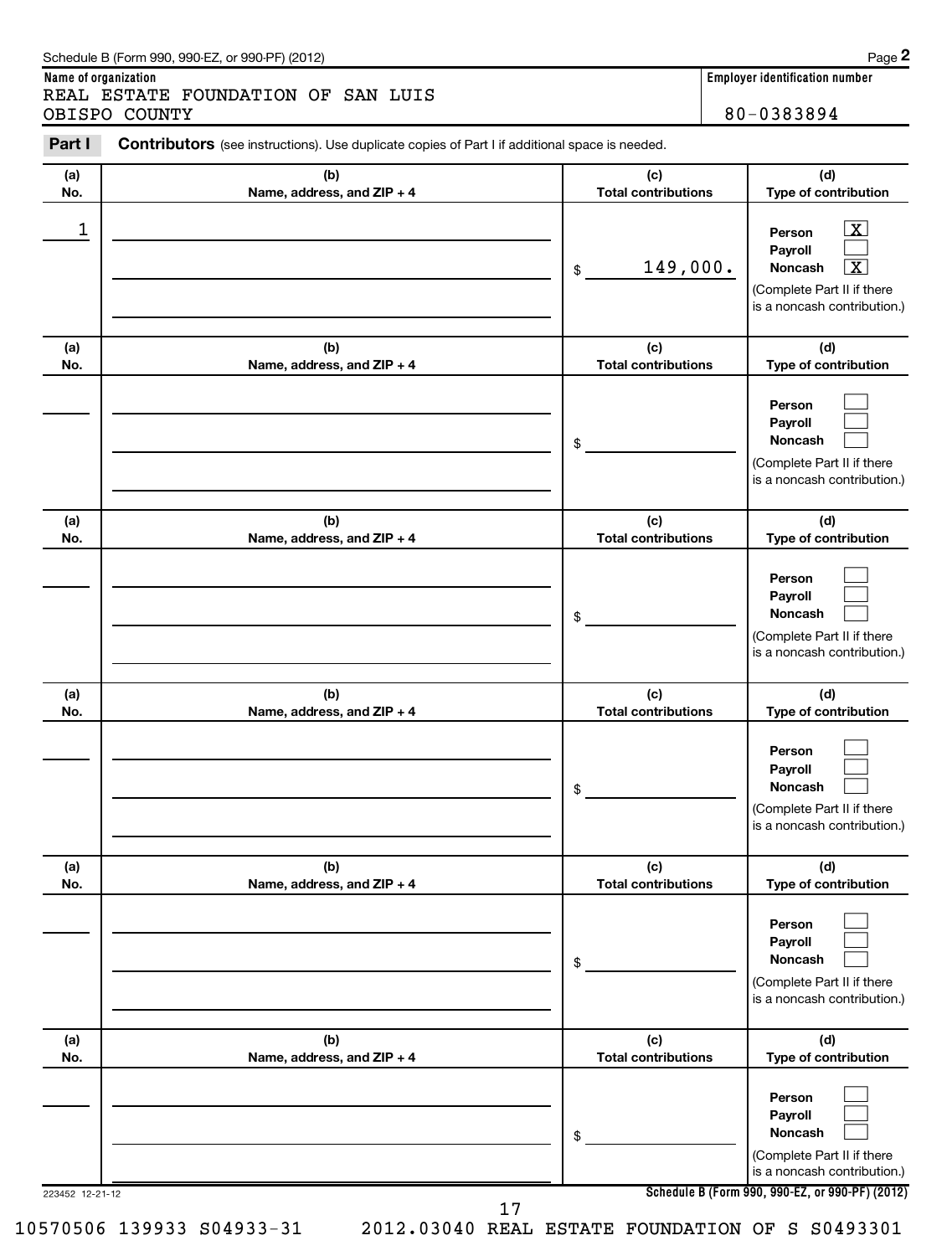Schedule B (Form 990, 990-EZ, or 990-PF) (2012) Page **2**

**Name of organization**

REAL ESTATE FOUNDATION OF SAN LUIS OBISPO COUNTY

**Employer identification number**

80-0383894

**Part I** **Contributors** (see instructions). Use duplicate copies of Part I if additional space is needed.

| (a) No. | (b) Name, address, and ZIP + 4 | (c) Total contributions | (d) Type of contribution |
|---|---|---|---|
| 1 | | $ 149,000. | Person [X] Payroll [ ] Noncash [X] (Complete Part II if there is a noncash contribution.) |
| | | $ | Person [ ] Payroll [ ] Noncash [ ] (Complete Part II if there is a noncash contribution.) |
| | | $ | Person [ ] Payroll [ ] Noncash [ ] (Complete Part II if there is a noncash contribution.) |
| | | $ | Person [ ] Payroll [ ] Noncash [ ] (Complete Part II if there is a noncash contribution.) |
| | | $ | Person [ ] Payroll [ ] Noncash [ ] (Complete Part II if there is a noncash contribution.) |
| | | $ | Person [ ] Payroll [ ] Noncash [ ] (Complete Part II if there is a noncash contribution.) |

223452 12-21-12

**Schedule B (Form 990, 990-EZ, or 990-PF) (2012)**

10570506 139933 S04933-31 2012.03040 REAL ESTATE FOUNDATION OF S S0493301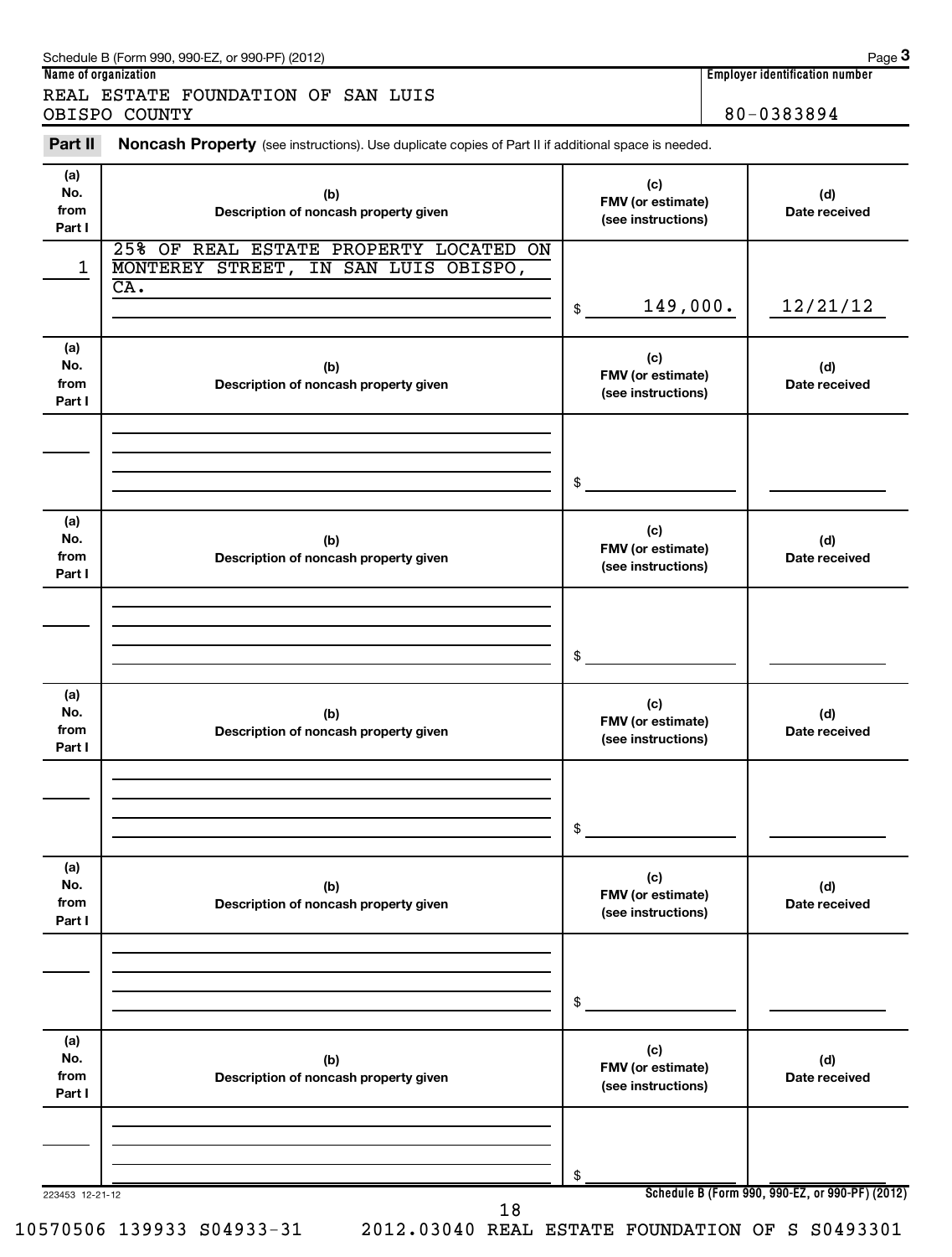Schedule B (Form 990, 990-EZ, or 990-PF) (2012) Page **3**

**Name of organization**

REAL ESTATE FOUNDATION OF SAN LUIS OBISPO COUNTY

**Employer identification number**

80-0383894

**Part II** **Noncash Property** (see instructions). Use duplicate copies of Part II if additional space is needed.

| (a) No. from Part I | (b) Description of noncash property given | (c) FMV (or estimate) (see instructions) | (d) Date received |
|---|---|---|---|
| 1 | 25% OF REAL ESTATE PROPERTY LOCATED ON MONTEREY STREET, IN SAN LUIS OBISPO, CA. | $ 149,000. | 12/21/12 |

| (a) No. from Part I | (b) Description of noncash property given | (c) FMV (or estimate) (see instructions) | (d) Date received |
|---|---|---|---|
| | | $ | |

| (a) No. from Part I | (b) Description of noncash property given | (c) FMV (or estimate) (see instructions) | (d) Date received |
|---|---|---|---|
| | | $ | |

| (a) No. from Part I | (b) Description of noncash property given | (c) FMV (or estimate) (see instructions) | (d) Date received |
|---|---|---|---|
| | | $ | |

| (a) No. from Part I | (b) Description of noncash property given | (c) FMV (or estimate) (see instructions) | (d) Date received |
|---|---|---|---|
| | | $ | |

| (a) No. from Part I | (b) Description of noncash property given | (c) FMV (or estimate) (see instructions) | (d) Date received |
|---|---|---|---|
| | | $ | |

223453 12-21-12 **Schedule B (Form 990, 990-EZ, or 990-PF) (2012)**

10570506 139933 S04933-31 2012.03040 REAL ESTATE FOUNDATION OF S S0493301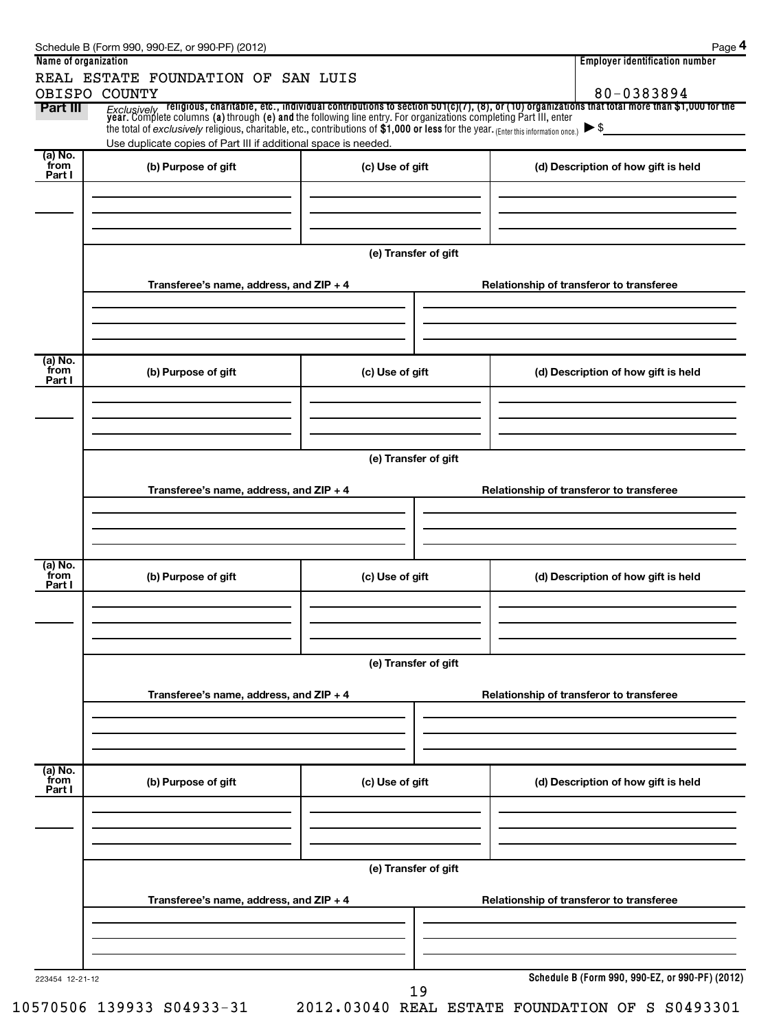Schedule B (Form 990, 990-EZ, or 990-PF) (2012) Page **4**

**Name of organization**

REAL ESTATE FOUNDATION OF SAN LUIS OBISPO COUNTY

**Employer identification number**

80-0383894

**Part III** *Exclusively* **religious, charitable, etc., individual contributions to section 501(c)(7), (8), or (10) organizations that total more than $1,000 for the year.** Complete columns **(a)** through **(e) and** the following line entry. For organizations completing Part III, enter the total of *exclusively* religious, charitable, etc., contributions of **$1,000 or less** for the year. (Enter this information once.) ▶ $

Use duplicate copies of Part III if additional space is needed.

| (a) No. from Part I | (b) Purpose of gift | (c) Use of gift | (d) Description of how gift is held |
|---|---|---|---|
| | | | |

**(e) Transfer of gift**

| Transferee's name, address, and ZIP + 4 | Relationship of transferor to transferee |
|---|---|
| | |

| (a) No. from Part I | (b) Purpose of gift | (c) Use of gift | (d) Description of how gift is held |
|---|---|---|---|
| | | | |

**(e) Transfer of gift**

| Transferee's name, address, and ZIP + 4 | Relationship of transferor to transferee |
|---|---|
| | |

| (a) No. from Part I | (b) Purpose of gift | (c) Use of gift | (d) Description of how gift is held |
|---|---|---|---|
| | | | |

**(e) Transfer of gift**

| Transferee's name, address, and ZIP + 4 | Relationship of transferor to transferee |
|---|---|
| | |

| (a) No. from Part I | (b) Purpose of gift | (c) Use of gift | (d) Description of how gift is held |
|---|---|---|---|
| | | | |

**(e) Transfer of gift**

| Transferee's name, address, and ZIP + 4 | Relationship of transferor to transferee |
|---|---|
| | |

223454 12-21-12

**Schedule B (Form 990, 990-EZ, or 990-PF) (2012)**

10570506 139933 S04933-31 2012.03040 REAL ESTATE FOUNDATION OF S S0493301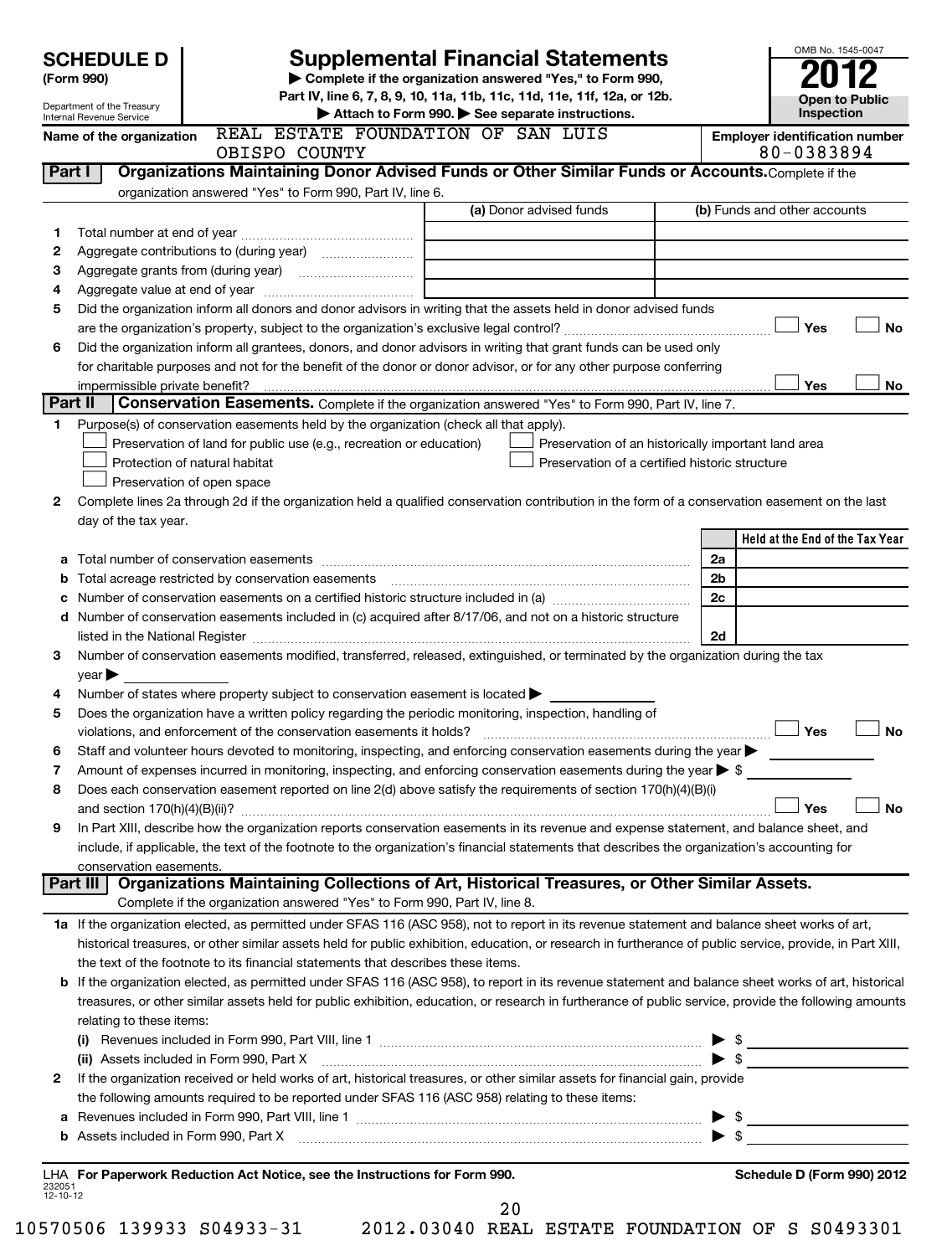# SCHEDULE D (Form 990)

Department of the Treasury
Internal Revenue Service

## Supplemental Financial Statements

▶ Complete if the organization answered "Yes," to Form 990, Part IV, line 6, 7, 8, 9, 10, 11a, 11b, 11c, 11d, 11e, 11f, 12a, or 12b.
▶ Attach to Form 990. ▶ See separate instructions.

OMB No. 1545-0047
**2012**
**Open to Public Inspection**

**Name of the organization:** REAL ESTATE FOUNDATION OF SAN LUIS OBISPO COUNTY

**Employer identification number:** 80-0383894

### Part I — Organizations Maintaining Donor Advised Funds or Other Similar Funds or Accounts.

Complete if the organization answered "Yes" to Form 990, Part IV, line 6.

| | | (a) Donor advised funds | (b) Funds and other accounts |
|---|---|---|---|
| 1 | Total number at end of year | | |
| 2 | Aggregate contributions to (during year) | | |
| 3 | Aggregate grants from (during year) | | |
| 4 | Aggregate value at end of year | | |

5 Did the organization inform all donors and donor advisors in writing that the assets held in donor advised funds are the organization's property, subject to the organization's exclusive legal control? ☐ Yes ☐ No

6 Did the organization inform all grantees, donors, and donor advisors in writing that grant funds can be used only for charitable purposes and not for the benefit of the donor or donor advisor, or for any other purpose conferring impermissible private benefit? ☐ Yes ☐ No

### Part II — Conservation Easements.

Complete if the organization answered "Yes" to Form 990, Part IV, line 7.

1 Purpose(s) of conservation easements held by the organization (check all that apply).

- ☐ Preservation of land for public use (e.g., recreation or education)
- ☐ Protection of natural habitat
- ☐ Preservation of open space
- ☐ Preservation of an historically important land area
- ☐ Preservation of a certified historic structure

2 Complete lines 2a through 2d if the organization held a qualified conservation contribution in the form of a conservation easement on the last day of the tax year.

| | | | Held at the End of the Tax Year |
|---|---|---|---|
| a | Total number of conservation easements | 2a | |
| b | Total acreage restricted by conservation easements | 2b | |
| c | Number of conservation easements on a certified historic structure included in (a) | 2c | |
| d | Number of conservation easements included in (c) acquired after 8/17/06, and not on a historic structure listed in the National Register | 2d | |

3 Number of conservation easements modified, transferred, released, extinguished, or terminated by the organization during the tax year ▶

4 Number of states where property subject to conservation easement is located ▶

5 Does the organization have a written policy regarding the periodic monitoring, inspection, handling of violations, and enforcement of the conservation easements it holds? ☐ Yes ☐ No

6 Staff and volunteer hours devoted to monitoring, inspecting, and enforcing conservation easements during the year ▶

7 Amount of expenses incurred in monitoring, inspecting, and enforcing conservation easements during the year ▶ $

8 Does each conservation easement reported on line 2(d) above satisfy the requirements of section 170(h)(4)(B)(i) and section 170(h)(4)(B)(ii)? ☐ Yes ☐ No

9 In Part XIII, describe how the organization reports conservation easements in its revenue and expense statement, and balance sheet, and include, if applicable, the text of the footnote to the organization's financial statements that describes the organization's accounting for conservation easements.

### Part III — Organizations Maintaining Collections of Art, Historical Treasures, or Other Similar Assets.

Complete if the organization answered "Yes" to Form 990, Part IV, line 8.

1a If the organization elected, as permitted under SFAS 116 (ASC 958), not to report in its revenue statement and balance sheet works of art, historical treasures, or other similar assets held for public exhibition, education, or research in furtherance of public service, provide, in Part XIII, the text of the footnote to its financial statements that describes these items.

b If the organization elected, as permitted under SFAS 116 (ASC 958), to report in its revenue statement and balance sheet works of art, historical treasures, or other similar assets held for public exhibition, education, or research in furtherance of public service, provide the following amounts relating to these items:

(i) Revenues included in Form 990, Part VIII, line 1 ▶ $

(ii) Assets included in Form 990, Part X ▶ $

2 If the organization received or held works of art, historical treasures, or other similar assets for financial gain, provide the following amounts required to be reported under SFAS 116 (ASC 958) relating to these items:

a Revenues included in Form 990, Part VIII, line 1 ▶ $

b Assets included in Form 990, Part X ▶ $

LHA For Paperwork Reduction Act Notice, see the Instructions for Form 990. Schedule D (Form 990) 2012

232051 12-10-12

10570506 139933 S04933-31 2012.03040 REAL ESTATE FOUNDATION OF S S0493301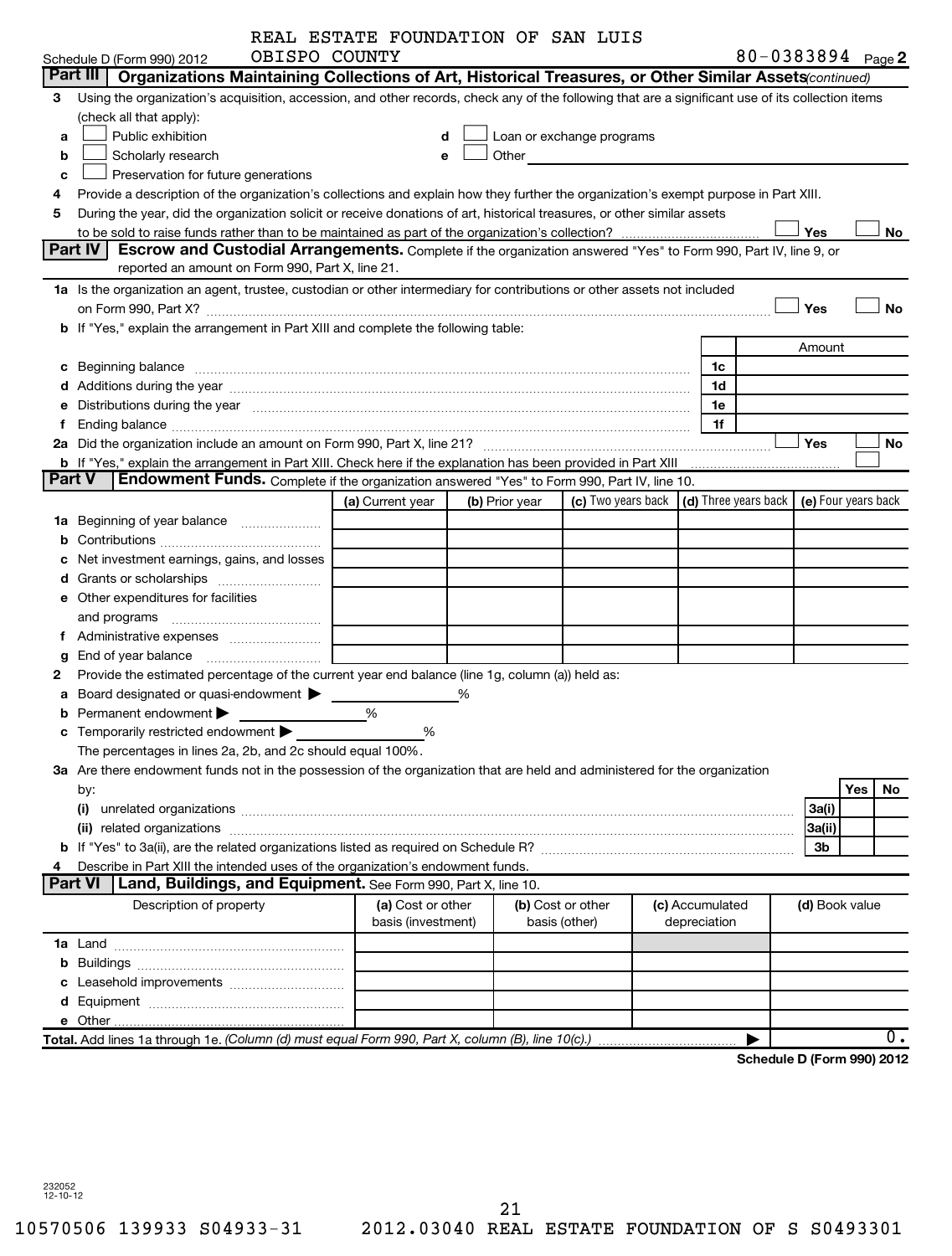REAL ESTATE FOUNDATION OF SAN LUIS OBISPO COUNTY

Schedule D (Form 990) 2012 80-0383894 Page 2

**Part III Organizations Maintaining Collections of Art, Historical Treasures, or Other Similar Assets** *(continued)*

3 Using the organization's acquisition, accession, and other records, check any of the following that are a significant use of its collection items (check all that apply):

a ☐ Public exhibition
b ☐ Scholarly research
c ☐ Preservation for future generations
d ☐ Loan or exchange programs
e ☐ Other

4 Provide a description of the organization's collections and explain how they further the organization's exempt purpose in Part XIII.

5 During the year, did the organization solicit or receive donations of art, historical treasures, or other similar assets to be sold to raise funds rather than to be maintained as part of the organization's collection? ☐ Yes ☐ No

**Part IV Escrow and Custodial Arrangements.** Complete if the organization answered "Yes" to Form 990, Part IV, line 9, or reported an amount on Form 990, Part X, line 21.

1a Is the organization an agent, trustee, custodian or other intermediary for contributions or other assets not included on Form 990, Part X? ☐ Yes ☐ No

b If "Yes," explain the arrangement in Part XIII and complete the following table:

| | | Amount |
|---|---|---|
| c Beginning balance | 1c | |
| d Additions during the year | 1d | |
| e Distributions during the year | 1e | |
| f Ending balance | 1f | |

2a Did the organization include an amount on Form 990, Part X, line 21? ☐ Yes ☐ No

b If "Yes," explain the arrangement in Part XIII. Check here if the explanation has been provided in Part XIII ☐

**Part V Endowment Funds.** Complete if the organization answered "Yes" to Form 990, Part IV, line 10.

| | (a) Current year | (b) Prior year | (c) Two years back | (d) Three years back | (e) Four years back |
|---|---|---|---|---|---|
| 1a Beginning of year balance | | | | | |
| b Contributions | | | | | |
| c Net investment earnings, gains, and losses | | | | | |
| d Grants or scholarships | | | | | |
| e Other expenditures for facilities and programs | | | | | |
| f Administrative expenses | | | | | |
| g End of year balance | | | | | |

2 Provide the estimated percentage of the current year end balance (line 1g, column (a)) held as:

a Board designated or quasi-endowment ▶ %
b Permanent endowment ▶ %
c Temporarily restricted endowment ▶ %

The percentages in lines 2a, 2b, and 2c should equal 100%.

3a Are there endowment funds not in the possession of the organization that are held and administered for the organization by:

| | | Yes | No |
|---|---|---|---|
| (i) unrelated organizations | 3a(i) | | |
| (ii) related organizations | 3a(ii) | | |
| b If "Yes" to 3a(ii), are the related organizations listed as required on Schedule R? | 3b | | |

4 Describe in Part XIII the intended uses of the organization's endowment funds.

**Part VI Land, Buildings, and Equipment.** See Form 990, Part X, line 10.

| Description of property | (a) Cost or other basis (investment) | (b) Cost or other basis (other) | (c) Accumulated depreciation | (d) Book value |
|---|---|---|---|---|
| 1a Land | | | | |
| b Buildings | | | | |
| c Leasehold improvements | | | | |
| d Equipment | | | | |
| e Other | | | | |
| **Total.** Add lines 1a through 1e. *(Column (d) must equal Form 990, Part X, column (B), line 10(c).)* ▶ | | | | 0. |

**Schedule D (Form 990) 2012**

232052 12-10-12

10570506 139933 S04933-31 2012.03040 REAL ESTATE FOUNDATION OF S S0493301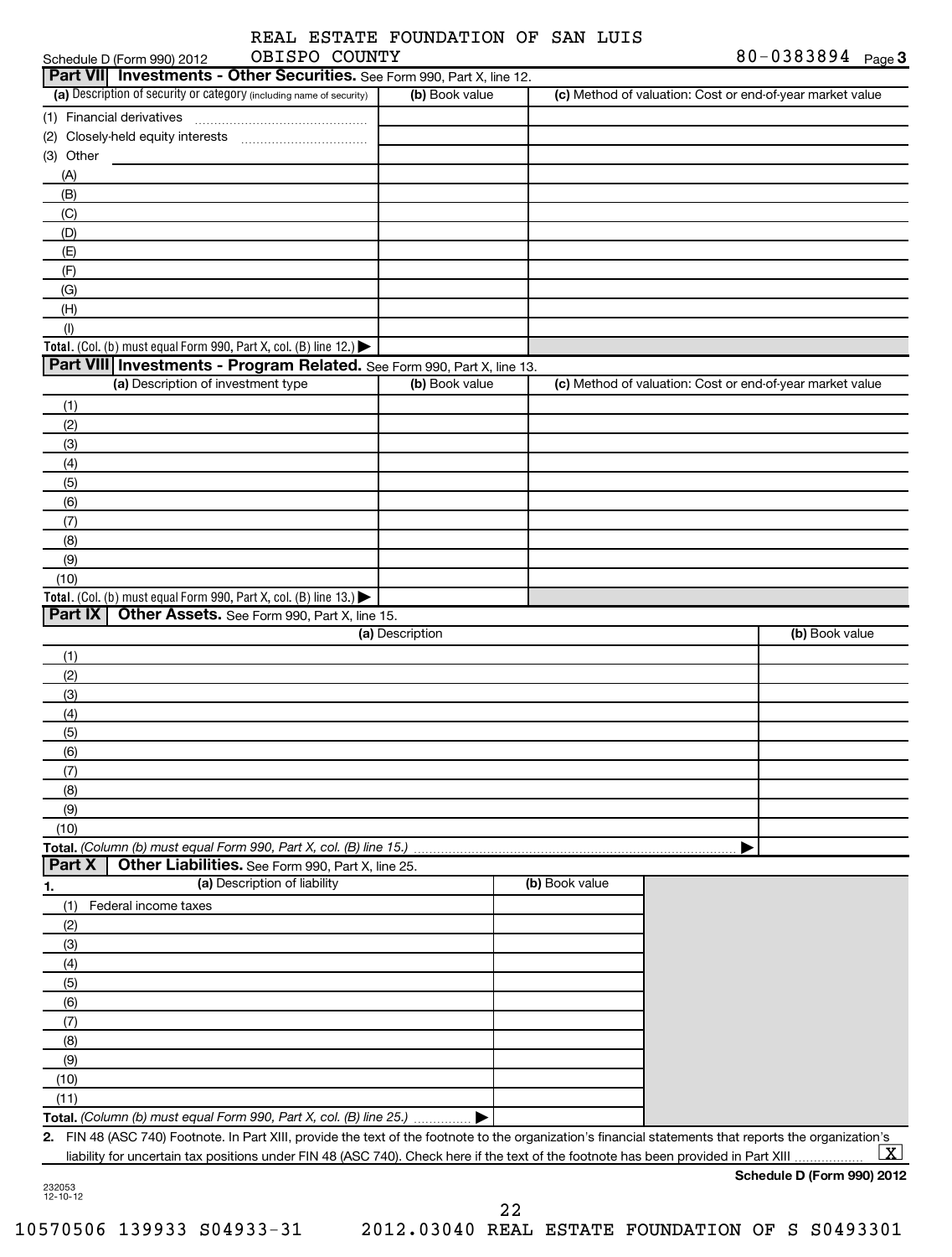Schedule D (Form 990) 2012 REAL ESTATE FOUNDATION OF SAN LUIS OBISPO COUNTY 80-0383894 Page **3**

## Part VII Investments - Other Securities. See Form 990, Part X, line 12.

| (a) Description of security or category (including name of security) | (b) Book value | (c) Method of valuation: Cost or end-of-year market value |
|---|---|---|
| (1) Financial derivatives | | |
| (2) Closely-held equity interests | | |
| (3) Other | | |
| (A) | | |
| (B) | | |
| (C) | | |
| (D) | | |
| (E) | | |
| (F) | | |
| (G) | | |
| (H) | | |
| (I) | | |
| **Total.** (Col. (b) must equal Form 990, Part X, col. (B) line 12.) ▶ | | |

## Part VIII Investments - Program Related. See Form 990, Part X, line 13.

| (a) Description of investment type | (b) Book value | (c) Method of valuation: Cost or end-of-year market value |
|---|---|---|
| (1) | | |
| (2) | | |
| (3) | | |
| (4) | | |
| (5) | | |
| (6) | | |
| (7) | | |
| (8) | | |
| (9) | | |
| (10) | | |
| **Total.** (Col. (b) must equal Form 990, Part X, col. (B) line 13.) ▶ | | |

## Part IX Other Assets. See Form 990, Part X, line 15.

| (a) Description | (b) Book value |
|---|---|
| (1) | |
| (2) | |
| (3) | |
| (4) | |
| (5) | |
| (6) | |
| (7) | |
| (8) | |
| (9) | |
| (10) | |
| **Total.** *(Column (b) must equal Form 990, Part X, col. (B) line 15.)* ▶ | |

## Part X Other Liabilities. See Form 990, Part X, line 25.

| 1. (a) Description of liability | (b) Book value |
|---|---|
| (1) Federal income taxes | |
| (2) | |
| (3) | |
| (4) | |
| (5) | |
| (6) | |
| (7) | |
| (8) | |
| (9) | |
| (10) | |
| (11) | |
| **Total.** *(Column (b) must equal Form 990, Part X, col. (B) line 25.)* ▶ | |

**2.** FIN 48 (ASC 740) Footnote. In Part XIII, provide the text of the footnote to the organization's financial statements that reports the organization's liability for uncertain tax positions under FIN 48 (ASC 740). Check here if the text of the footnote has been provided in Part XIII ☒

**Schedule D (Form 990) 2012**

232053 12-10-12

10570506 139933 S04933-31 2012.03040 REAL ESTATE FOUNDATION OF S S0493301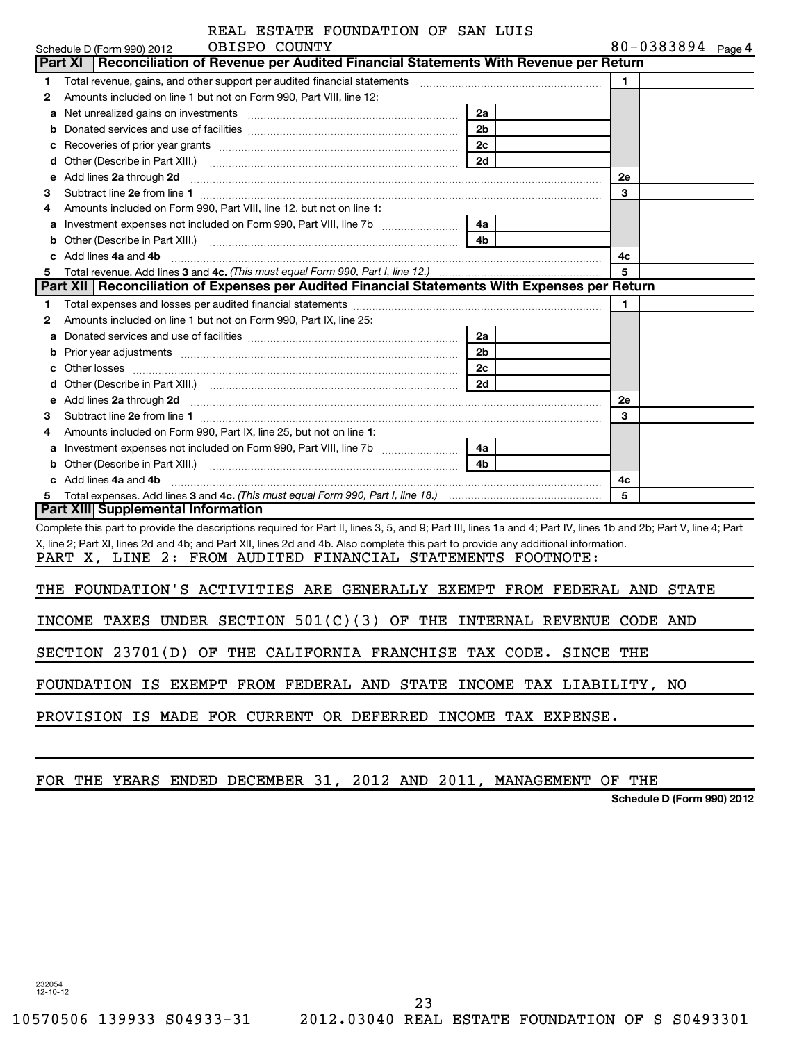REAL ESTATE FOUNDATION OF SAN LUIS OBISPO COUNTY

Schedule D (Form 990) 2012 — 80-0383894 — Page 4

## Part XI Reconciliation of Revenue per Audited Financial Statements With Revenue per Return

| | | | | | |
|---|---|---|---|---|---|
| 1 | Total revenue, gains, and other support per audited financial statements | | | 1 | |
| 2 | Amounts included on line 1 but not on Form 990, Part VIII, line 12: | | | | |
| a | Net unrealized gains on investments | 2a | | | |
| b | Donated services and use of facilities | 2b | | | |
| c | Recoveries of prior year grants | 2c | | | |
| d | Other (Describe in Part XIII.) | 2d | | | |
| e | Add lines **2a** through **2d** | | | 2e | |
| 3 | Subtract line **2e** from line **1** | | | 3 | |
| 4 | Amounts included on Form 990, Part VIII, line 12, but not on line **1**: | | | | |
| a | Investment expenses not included on Form 990, Part VIII, line 7b | 4a | | | |
| b | Other (Describe in Part XIII.) | 4b | | | |
| c | Add lines **4a** and **4b** | | | 4c | |
| 5 | Total revenue. Add lines **3** and **4c.** *(This must equal Form 990, Part I, line 12.)* | | | 5 | |

## Part XII Reconciliation of Expenses per Audited Financial Statements With Expenses per Return

| | | | | | |
|---|---|---|---|---|---|
| 1 | Total expenses and losses per audited financial statements | | | 1 | |
| 2 | Amounts included on line 1 but not on Form 990, Part IX, line 25: | | | | |
| a | Donated services and use of facilities | 2a | | | |
| b | Prior year adjustments | 2b | | | |
| c | Other losses | 2c | | | |
| d | Other (Describe in Part XIII.) | 2d | | | |
| e | Add lines **2a** through **2d** | | | 2e | |
| 3 | Subtract line **2e** from line **1** | | | 3 | |
| 4 | Amounts included on Form 990, Part IX, line 25, but not on line **1**: | | | | |
| a | Investment expenses not included on Form 990, Part VIII, line 7b | 4a | | | |
| b | Other (Describe in Part XIII.) | 4b | | | |
| c | Add lines **4a** and **4b** | | | 4c | |
| 5 | Total expenses. Add lines **3** and **4c.** *(This must equal Form 990, Part I, line 18.)* | | | 5 | |

## Part XIII Supplemental Information

Complete this part to provide the descriptions required for Part II, lines 3, 5, and 9; Part III, lines 1a and 4; Part IV, lines 1b and 2b; Part V, line 4; Part X, line 2; Part XI, lines 2d and 4b; and Part XII, lines 2d and 4b. Also complete this part to provide any additional information.

PART X, LINE 2: FROM AUDITED FINANCIAL STATEMENTS FOOTNOTE:

THE FOUNDATION'S ACTIVITIES ARE GENERALLY EXEMPT FROM FEDERAL AND STATE INCOME TAXES UNDER SECTION 501(C)(3) OF THE INTERNAL REVENUE CODE AND SECTION 23701(D) OF THE CALIFORNIA FRANCHISE TAX CODE. SINCE THE FOUNDATION IS EXEMPT FROM FEDERAL AND STATE INCOME TAX LIABILITY, NO PROVISION IS MADE FOR CURRENT OR DEFERRED INCOME TAX EXPENSE.

FOR THE YEARS ENDED DECEMBER 31, 2012 AND 2011, MANAGEMENT OF THE

Schedule D (Form 990) 2012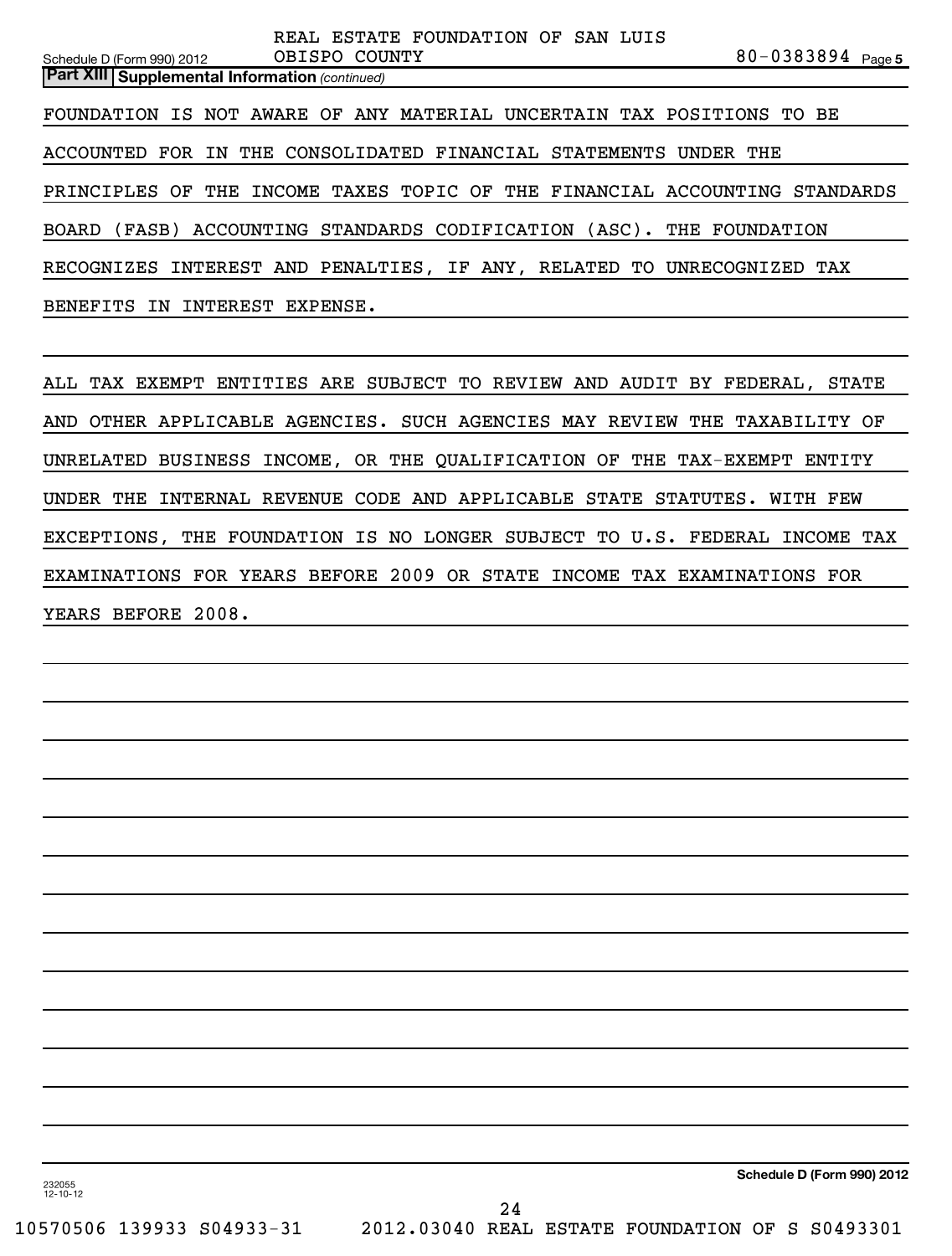REAL ESTATE FOUNDATION OF SAN LUIS OBISPO COUNTY 80-0383894

Schedule D (Form 990) 2012 Page 5

**Part XIII Supplemental Information** *(continued)*

FOUNDATION IS NOT AWARE OF ANY MATERIAL UNCERTAIN TAX POSITIONS TO BE ACCOUNTED FOR IN THE CONSOLIDATED FINANCIAL STATEMENTS UNDER THE PRINCIPLES OF THE INCOME TAXES TOPIC OF THE FINANCIAL ACCOUNTING STANDARDS BOARD (FASB) ACCOUNTING STANDARDS CODIFICATION (ASC). THE FOUNDATION RECOGNIZES INTEREST AND PENALTIES, IF ANY, RELATED TO UNRECOGNIZED TAX BENEFITS IN INTEREST EXPENSE.

ALL TAX EXEMPT ENTITIES ARE SUBJECT TO REVIEW AND AUDIT BY FEDERAL, STATE AND OTHER APPLICABLE AGENCIES. SUCH AGENCIES MAY REVIEW THE TAXABILITY OF UNRELATED BUSINESS INCOME, OR THE QUALIFICATION OF THE TAX-EXEMPT ENTITY UNDER THE INTERNAL REVENUE CODE AND APPLICABLE STATE STATUTES. WITH FEW EXCEPTIONS, THE FOUNDATION IS NO LONGER SUBJECT TO U.S. FEDERAL INCOME TAX EXAMINATIONS FOR YEARS BEFORE 2009 OR STATE INCOME TAX EXAMINATIONS FOR YEARS BEFORE 2008.

**Schedule D (Form 990) 2012**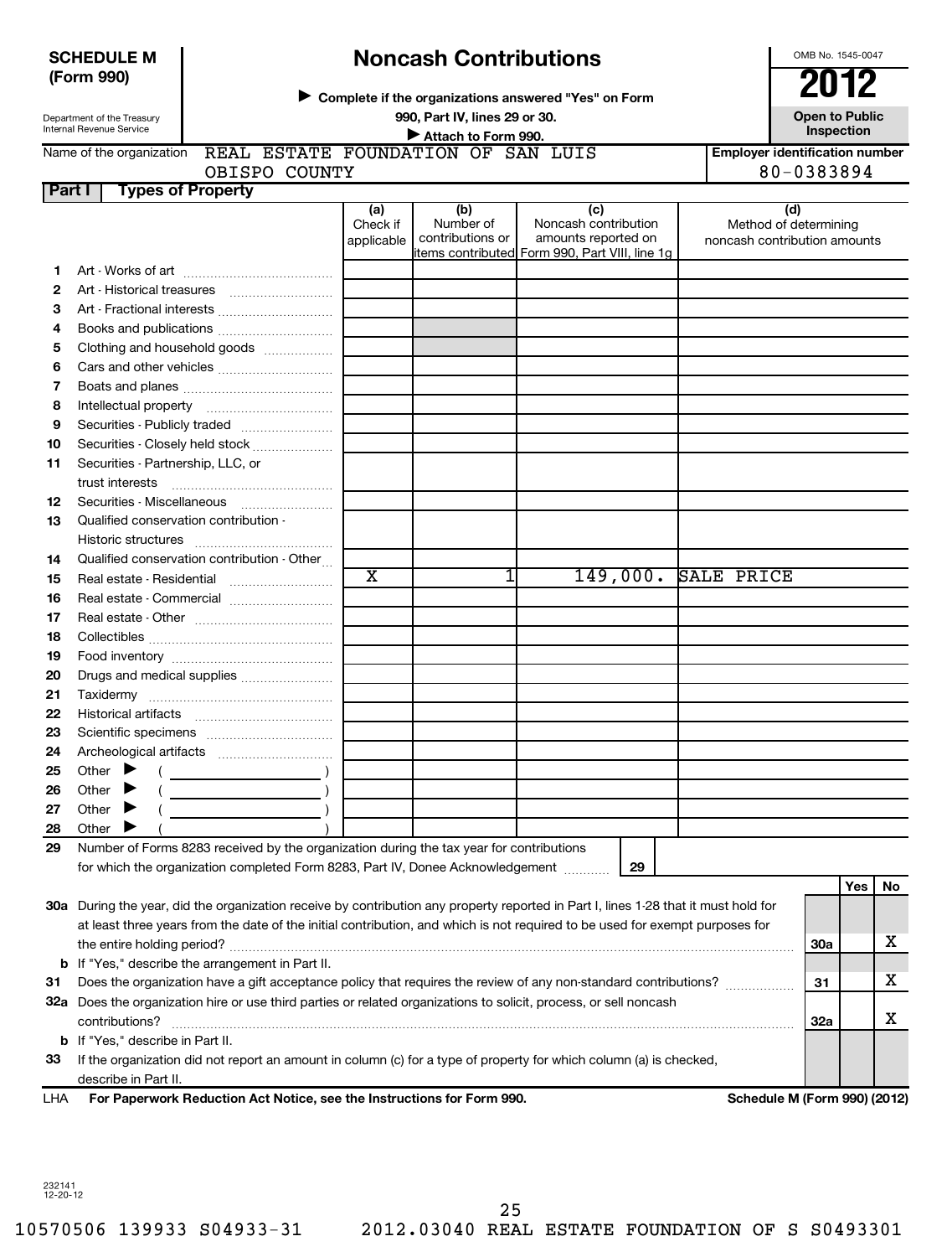**SCHEDULE M (Form 990)**

Department of the Treasury
Internal Revenue Service

# Noncash Contributions

▶ Complete if the organizations answered "Yes" on Form 990, Part IV, lines 29 or 30.

▶ Attach to Form 990.

OMB No. 1545-0047

**2012**

**Open to Public Inspection**

Name of the organization: REAL ESTATE FOUNDATION OF SAN LUIS OBISPO COUNTY

Employer identification number: 80-0383894

## Part I Types of Property

| | | (a) Check if applicable | (b) Number of contributions or items contributed | (c) Noncash contribution amounts reported on Form 990, Part VIII, line 1g | (d) Method of determining noncash contribution amounts |
|---|---|---|---|---|---|
| 1 | Art - Works of art | | | | |
| 2 | Art - Historical treasures | | | | |
| 3 | Art - Fractional interests | | | | |
| 4 | Books and publications | | | | |
| 5 | Clothing and household goods | | | | |
| 6 | Cars and other vehicles | | | | |
| 7 | Boats and planes | | | | |
| 8 | Intellectual property | | | | |
| 9 | Securities - Publicly traded | | | | |
| 10 | Securities - Closely held stock | | | | |
| 11 | Securities - Partnership, LLC, or trust interests | | | | |
| 12 | Securities - Miscellaneous | | | | |
| 13 | Qualified conservation contribution - Historic structures | | | | |
| 14 | Qualified conservation contribution - Other | | | | |
| 15 | Real estate - Residential | X | 1 | 149,000. | SALE PRICE |
| 16 | Real estate - Commercial | | | | |
| 17 | Real estate - Other | | | | |
| 18 | Collectibles | | | | |
| 19 | Food inventory | | | | |
| 20 | Drugs and medical supplies | | | | |
| 21 | Taxidermy | | | | |
| 22 | Historical artifacts | | | | |
| 23 | Scientific specimens | | | | |
| 24 | Archeological artifacts | | | | |
| 25 | Other ▶ ( ) | | | | |
| 26 | Other ▶ ( ) | | | | |
| 27 | Other ▶ ( ) | | | | |
| 28 | Other ▶ ( ) | | | | |

29 Number of Forms 8283 received by the organization during the tax year for contributions for which the organization completed Form 8283, Part IV, Donee Acknowledgement ..... 29

| | | | Yes | No |
|---|---|---|---|---|
| 30a | During the year, did the organization receive by contribution any property reported in Part I, lines 1-28 that it must hold for at least three years from the date of the initial contribution, and which is not required to be used for exempt purposes for the entire holding period? | 30a | | X |
| b | If "Yes," describe the arrangement in Part II. | | | |
| 31 | Does the organization have a gift acceptance policy that requires the review of any non-standard contributions? | 31 | | X |
| 32a | Does the organization hire or use third parties or related organizations to solicit, process, or sell noncash contributions? | 32a | | X |
| b | If "Yes," describe in Part II. | | | |
| 33 | If the organization did not report an amount in column (c) for a type of property for which column (a) is checked, describe in Part II. | | | |

LHA For Paperwork Reduction Act Notice, see the Instructions for Form 990. Schedule M (Form 990) (2012)

232141
12-20-12

10570506 139933 S04933-31 2012.03040 REAL ESTATE FOUNDATION OF S S0493301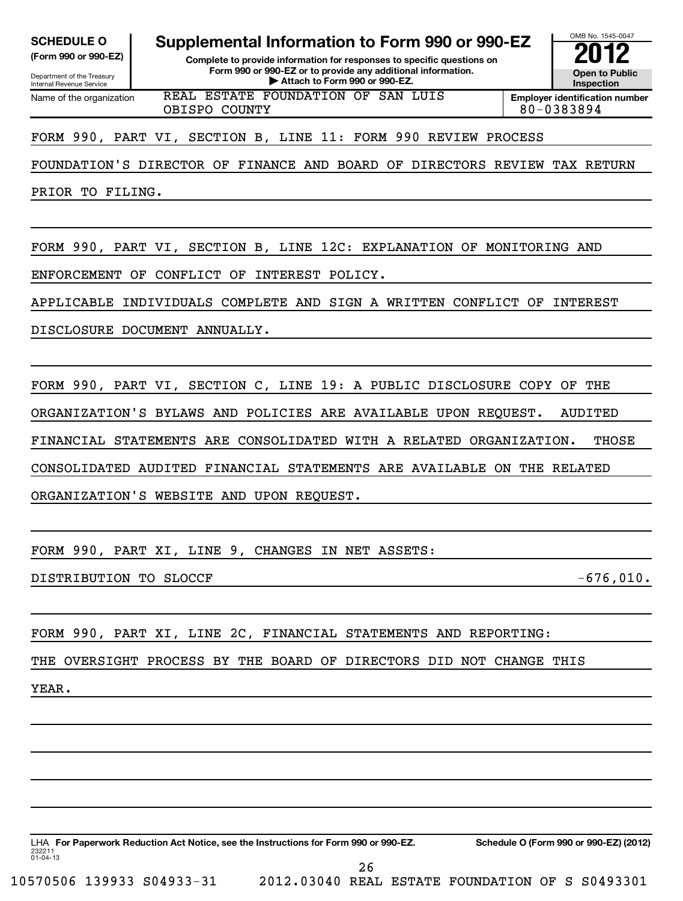**SCHEDULE O**
**(Form 990 or 990-EZ)**

Department of the Treasury
Internal Revenue Service

# Supplemental Information to Form 990 or 990-EZ

**Complete to provide information for responses to specific questions on Form 990 or 990-EZ or to provide any additional information.**
**▶ Attach to Form 990 or 990-EZ.**

OMB No. 1545-0047
**2012**
**Open to Public Inspection**

| Name of the organization | Employer identification number |
|---|---|
| REAL ESTATE FOUNDATION OF SAN LUIS OBISPO COUNTY | 80-0383894 |

FORM 990, PART VI, SECTION B, LINE 11: FORM 990 REVIEW PROCESS

FOUNDATION'S DIRECTOR OF FINANCE AND BOARD OF DIRECTORS REVIEW TAX RETURN PRIOR TO FILING.

FORM 990, PART VI, SECTION B, LINE 12C: EXPLANATION OF MONITORING AND ENFORCEMENT OF CONFLICT OF INTEREST POLICY.

APPLICABLE INDIVIDUALS COMPLETE AND SIGN A WRITTEN CONFLICT OF INTEREST DISCLOSURE DOCUMENT ANNUALLY.

FORM 990, PART VI, SECTION C, LINE 19: A PUBLIC DISCLOSURE COPY OF THE ORGANIZATION'S BYLAWS AND POLICIES ARE AVAILABLE UPON REQUEST. AUDITED FINANCIAL STATEMENTS ARE CONSOLIDATED WITH A RELATED ORGANIZATION. THOSE CONSOLIDATED AUDITED FINANCIAL STATEMENTS ARE AVAILABLE ON THE RELATED ORGANIZATION'S WEBSITE AND UPON REQUEST.

FORM 990, PART XI, LINE 9, CHANGES IN NET ASSETS:

| | |
|---|---|
| DISTRIBUTION TO SLOCCF | -676,010. |

FORM 990, PART XI, LINE 2C, FINANCIAL STATEMENTS AND REPORTING:

THE OVERSIGHT PROCESS BY THE BOARD OF DIRECTORS DID NOT CHANGE THIS YEAR.

LHA **For Paperwork Reduction Act Notice, see the Instructions for Form 990 or 990-EZ.** **Schedule O (Form 990 or 990-EZ) (2012)**

232211
01-04-13

10570506 139933 S04933-31 2012.03040 REAL ESTATE FOUNDATION OF S S0493301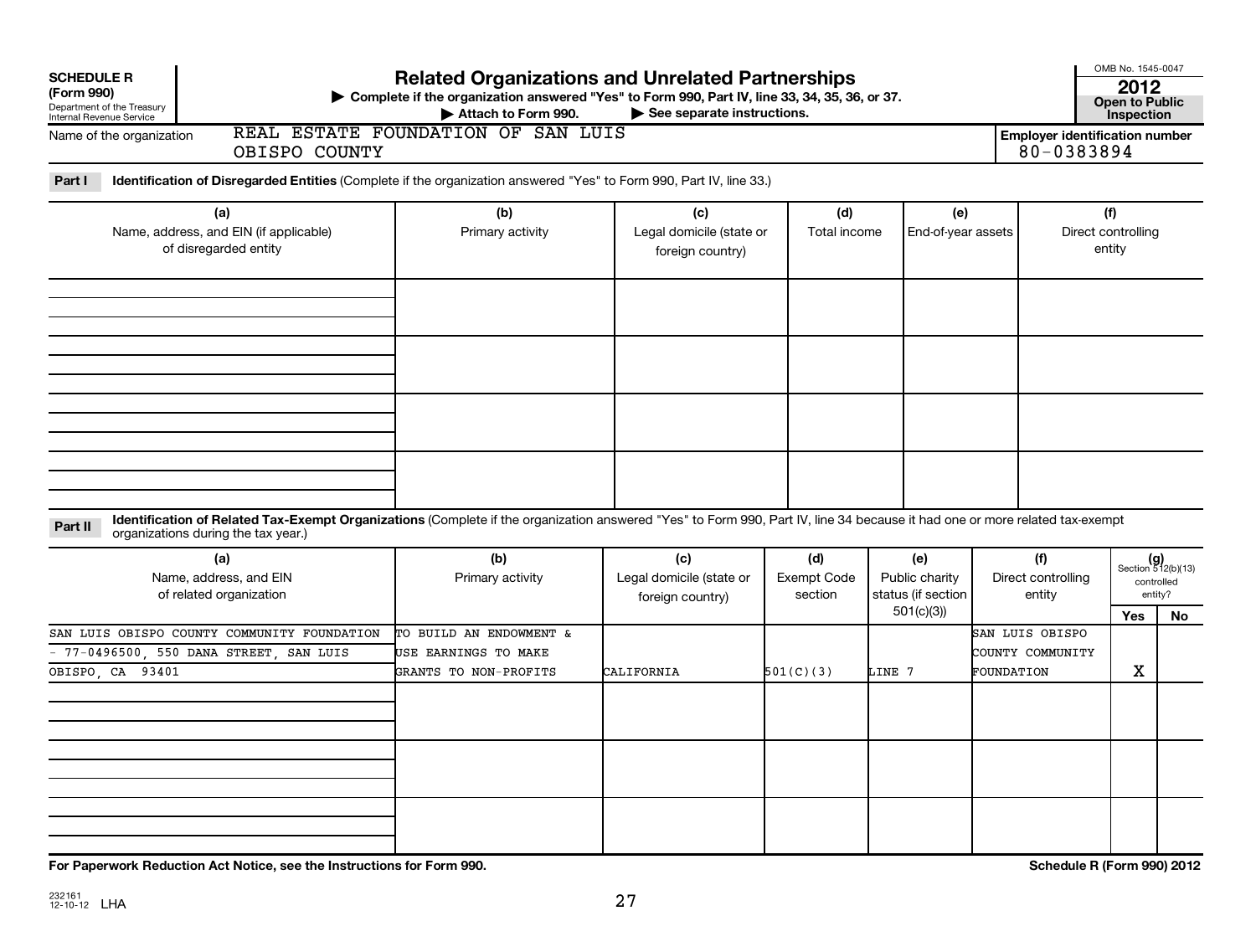**SCHEDULE R (Form 990)**
Department of the Treasury
Internal Revenue Service

# Related Organizations and Unrelated Partnerships

▶ Complete if the organization answered "Yes" to Form 990, Part IV, line 33, 34, 35, 36, or 37.
▶ Attach to Form 990. ▶ See separate instructions.

OMB No. 1545-0047
**2012**
**Open to Public Inspection**

Name of the organization: REAL ESTATE FOUNDATION OF SAN LUIS OBISPO COUNTY

**Employer identification number** 80-0383894

**Part I** **Identification of Disregarded Entities** (Complete if the organization answered "Yes" to Form 990, Part IV, line 33.)

| (a) Name, address, and EIN (if applicable) of disregarded entity | (b) Primary activity | (c) Legal domicile (state or foreign country) | (d) Total income | (e) End-of-year assets | (f) Direct controlling entity |
|---|---|---|---|---|---|
| | | | | | |
| | | | | | |
| | | | | | |
| | | | | | |

**Part II** **Identification of Related Tax-Exempt Organizations** (Complete if the organization answered "Yes" to Form 990, Part IV, line 34 because it had one or more related tax-exempt organizations during the tax year.)

| (a) Name, address, and EIN of related organization | (b) Primary activity | (c) Legal domicile (state or foreign country) | (d) Exempt Code section | (e) Public charity status (if section 501(c)(3)) | (f) Direct controlling entity | (g) Section 512(b)(13) controlled entity? Yes | No |
|---|---|---|---|---|---|---|---|
| SAN LUIS OBISPO COUNTY COMMUNITY FOUNDATION - 77-0496500, 550 DANA STREET, SAN LUIS OBISPO, CA 93401 | TO BUILD AN ENDOWMENT & USE EARNINGS TO MAKE GRANTS TO NON-PROFITS | CALIFORNIA | 501(C)(3) | LINE 7 | SAN LUIS OBISPO COUNTY COMMUNITY FOUNDATION | X | |
| | | | | | | | |
| | | | | | | | |
| | | | | | | | |

**For Paperwork Reduction Act Notice, see the Instructions for Form 990.**

**Schedule R (Form 990) 2012**

232161 12-10-12 LHA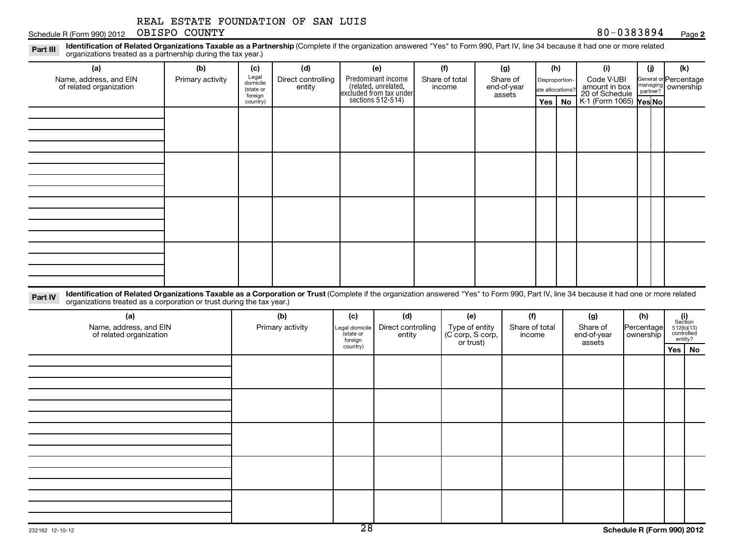REAL ESTATE FOUNDATION OF SAN LUIS OBISPO COUNTY

Schedule R (Form 990) 2012 80-0383894 Page 2

**Part III** **Identification of Related Organizations Taxable as a Partnership** (Complete if the organization answered "Yes" to Form 990, Part IV, line 34 because it had one or more related organizations treated as a partnership during the tax year.)

| (a) Name, address, and EIN of related organization | (b) Primary activity | (c) Legal domicile (state or foreign country) | (d) Direct controlling entity | (e) Predominant income (related, unrelated, excluded from tax under sections 512-514) | (f) Share of total income | (g) Share of end-of-year assets | (h) Disproportionate allocations? | | (i) Code V-UBI amount in box 20 of Schedule K-1 (Form 1065) | (j) General or managing partner? | | (k) Percentage ownership |
|---|---|---|---|---|---|---|---|---|---|---|---|---|
| | | | | | | | Yes | No | | Yes | No | |
| | | | | | | | | | | | | |
| | | | | | | | | | | | | |
| | | | | | | | | | | | | |
| | | | | | | | | | | | | |

**Part IV** **Identification of Related Organizations Taxable as a Corporation or Trust** (Complete if the organization answered "Yes" to Form 990, Part IV, line 34 because it had one or more related organizations treated as a corporation or trust during the tax year.)

| (a) Name, address, and EIN of related organization | (b) Primary activity | (c) Legal domicile (state or foreign country) | (d) Direct controlling entity | (e) Type of entity (C corp, S corp, or trust) | (f) Share of total income | (g) Share of end-of-year assets | (h) Percentage ownership | (i) Section 512(b)(13) controlled entity? | |
|---|---|---|---|---|---|---|---|---|---|
| | | | | | | | | Yes | No |
| | | | | | | | | | |
| | | | | | | | | | |
| | | | | | | | | | |
| | | | | | | | | | |
| | | | | | | | | | |

232162 12-10-12 Schedule R (Form 990) 2012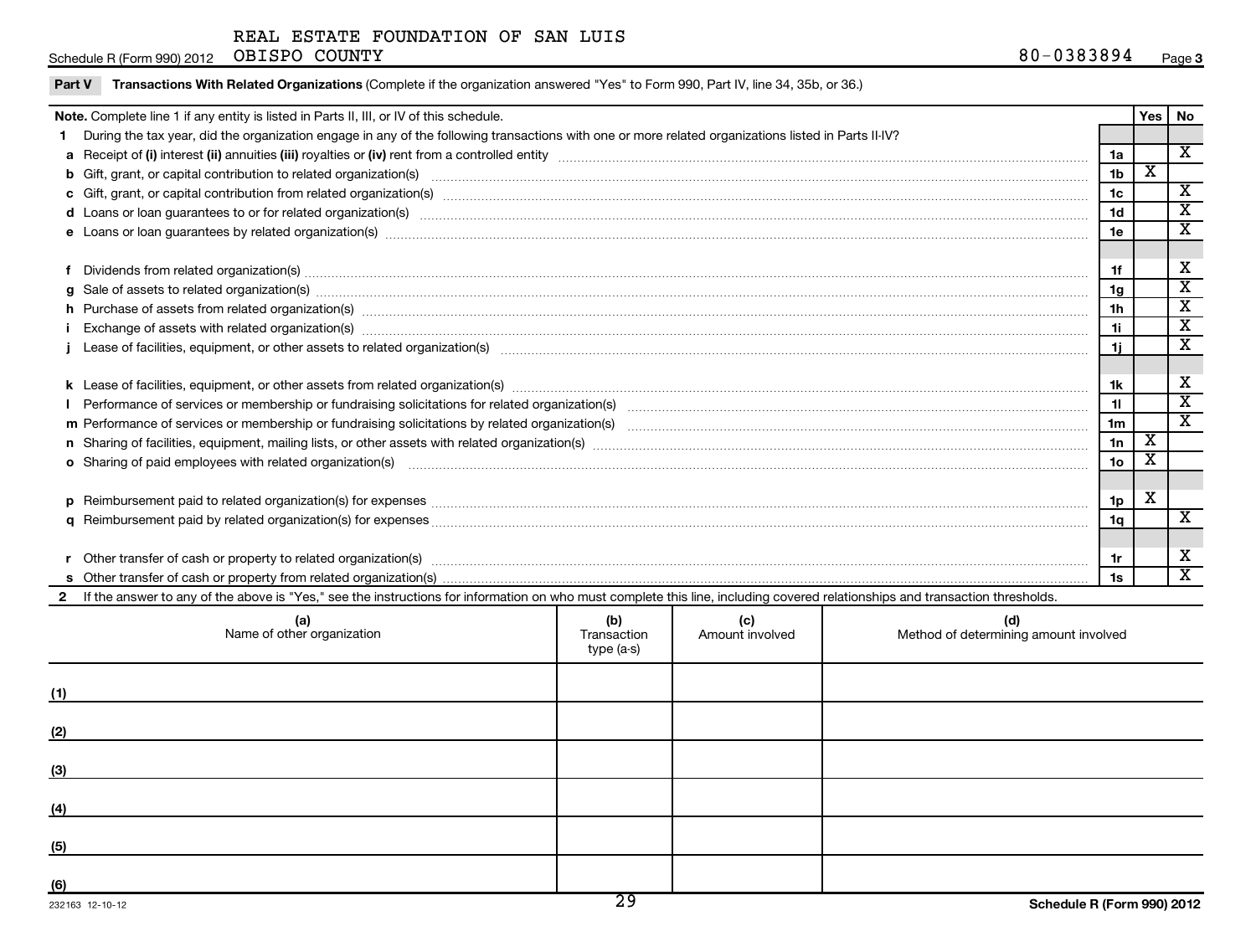REAL ESTATE FOUNDATION OF SAN LUIS OBISPO COUNTY

Schedule R (Form 990) 2012 80-0383894 Page 3

**Part V Transactions With Related Organizations** (Complete if the organization answered "Yes" to Form 990, Part IV, line 34, 35b, or 36.)

| **Note.** Complete line 1 if any entity is listed in Parts II, III, or IV of this schedule. | | Yes | No |
|---|---|---|---|
| **1** During the tax year, did the organization engage in any of the following transactions with one or more related organizations listed in Parts II-IV? | | | |
| **a** Receipt of **(i)** interest **(ii)** annuities **(iii)** royalties or **(iv)** rent from a controlled entity | 1a | | X |
| **b** Gift, grant, or capital contribution to related organization(s) | 1b | X | |
| **c** Gift, grant, or capital contribution from related organization(s) | 1c | | X |
| **d** Loans or loan guarantees to or for related organization(s) | 1d | | X |
| **e** Loans or loan guarantees by related organization(s) | 1e | | X |
| **f** Dividends from related organization(s) | 1f | | X |
| **g** Sale of assets to related organization(s) | 1g | | X |
| **h** Purchase of assets from related organization(s) | 1h | | X |
| **i** Exchange of assets with related organization(s) | 1i | | X |
| **j** Lease of facilities, equipment, or other assets to related organization(s) | 1j | | X |
| **k** Lease of facilities, equipment, or other assets from related organization(s) | 1k | | X |
| **l** Performance of services or membership or fundraising solicitations for related organization(s) | 1l | | X |
| **m** Performance of services or membership or fundraising solicitations by related organization(s) | 1m | | X |
| **n** Sharing of facilities, equipment, mailing lists, or other assets with related organization(s) | 1n | X | |
| **o** Sharing of paid employees with related organization(s) | 1o | X | |
| **p** Reimbursement paid to related organization(s) for expenses | 1p | X | |
| **q** Reimbursement paid by related organization(s) for expenses | 1q | | X |
| **r** Other transfer of cash or property to related organization(s) | 1r | | X |
| **s** Other transfer of cash or property from related organization(s) | 1s | | X |

**2** If the answer to any of the above is "Yes," see the instructions for information on who must complete this line, including covered relationships and transaction thresholds.

| | (a) Name of other organization | (b) Transaction type (a-s) | (c) Amount involved | (d) Method of determining amount involved |
|---|---|---|---|---|
| (1) | | | | |
| (2) | | | | |
| (3) | | | | |
| (4) | | | | |
| (5) | | | | |
| (6) | | | | |

232163 12-10-12

**Schedule R (Form 990) 2012**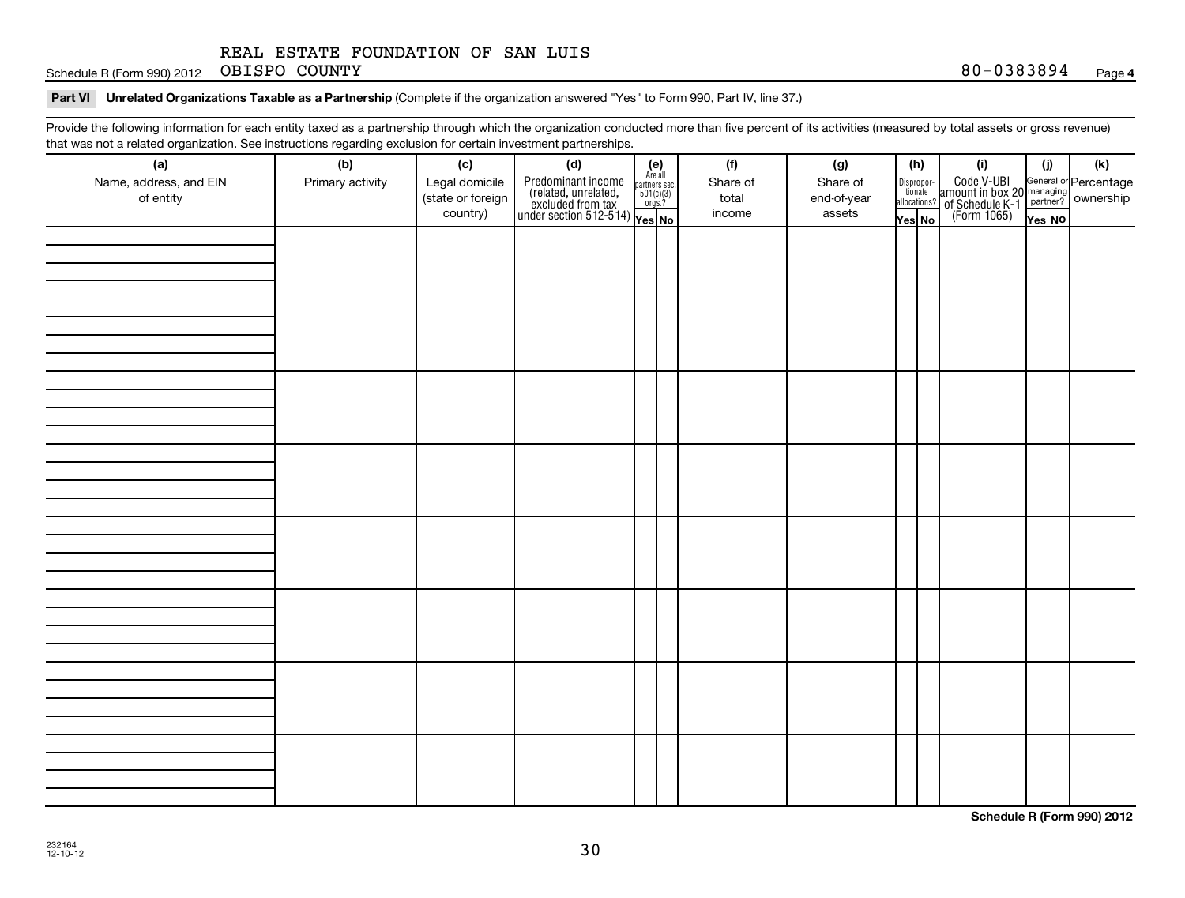Schedule R (Form 990) 2012 REAL ESTATE FOUNDATION OF SAN LUIS OBISPO COUNTY 80-0383894 Page **4**

**Part VI Unrelated Organizations Taxable as a Partnership** (Complete if the organization answered "Yes" to Form 990, Part IV, line 37.)

Provide the following information for each entity taxed as a partnership through which the organization conducted more than five percent of its activities (measured by total assets or gross revenue) that was not a related organization. See instructions regarding exclusion for certain investment partnerships.

| (a) Name, address, and EIN of entity | (b) Primary activity | (c) Legal domicile (state or foreign country) | (d) Predominant income (related, unrelated, excluded from tax under section 512-514) | (e) Are all partners sec. 501(c)(3) orgs.? | | (f) Share of total income | (g) Share of end-of-year assets | (h) Disproportionate allocations? | | (i) Code V-UBI amount in box 20 of Schedule K-1 (Form 1065) | (j) General or managing partner? | | (k) Percentage ownership |
|---|---|---|---|---|---|---|---|---|---|---|---|---|---|
| | | | | Yes | No | | | Yes | No | | Yes | No | |
| | | | | | | | | | | | | | |
| | | | | | | | | | | | | | |
| | | | | | | | | | | | | | |
| | | | | | | | | | | | | | |
| | | | | | | | | | | | | | |
| | | | | | | | | | | | | | |
| | | | | | | | | | | | | | |
| | | | | | | | | | | | | | |

**Schedule R (Form 990) 2012**

232164
12-10-12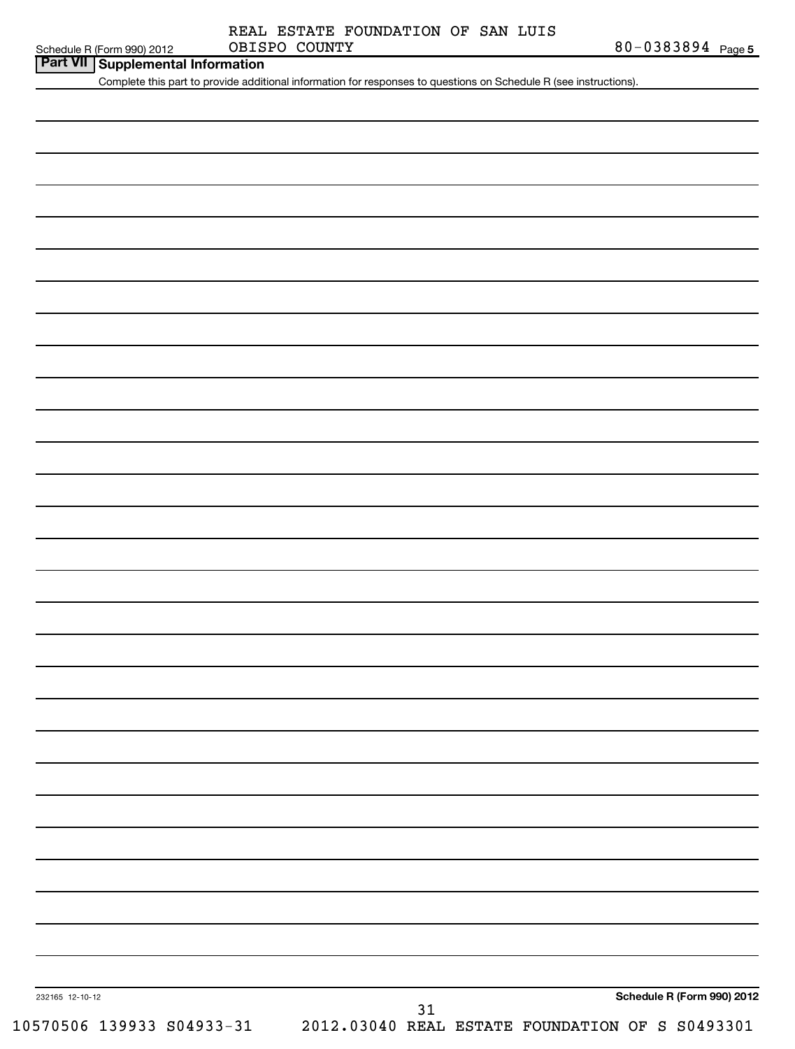REAL ESTATE FOUNDATION OF SAN LUIS OBISPO COUNTY 80-0383894

## Part VII Supplemental Information

Complete this part to provide additional information for responses to questions on Schedule R (see instructions).

232165 12-10-12

**Schedule R (Form 990) 2012**

10570506 139933 S04933-31 2012.03040 REAL ESTATE FOUNDATION OF S S0493301